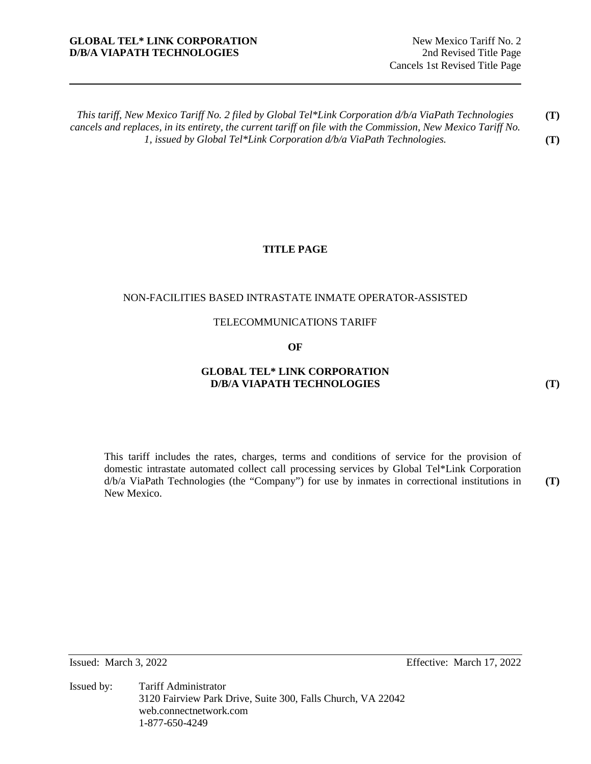*This tariff, New Mexico Tariff No. 2 filed by Global Tel*Link Corporation d/b/a ViaPath Technologies cancels and replaces, in its entirety, the current tariff on file with the Commission, New Mexico Tariff No. 1, issued by Global Tel*Link Corporation d/b/a ViaPath Technologies.* **(T)** **(T)**

**TITLE PAGE**

NON-FACILITIES BASED INTRASTATE INMATE OPERATOR-ASSISTED

TELECOMMUNICATIONS TARIFF

**OF**

**GLOBAL TEL* LINK CORPORATION**
**D/B/A VIAPATH TECHNOLOGIES** **(T)**

This tariff includes the rates, charges, terms and conditions of service for the provision of domestic intrastate automated collect call processing services by Global Tel*Link Corporation d/b/a ViaPath Technologies (the "Company") for use by inmates in correctional institutions in New Mexico. **(T)**

Issued: March 3, 2022 Effective: March 17, 2022

Issued by: Tariff Administrator
3120 Fairview Park Drive, Suite 300, Falls Church, VA 22042
web.connectnetwork.com
1-877-650-4249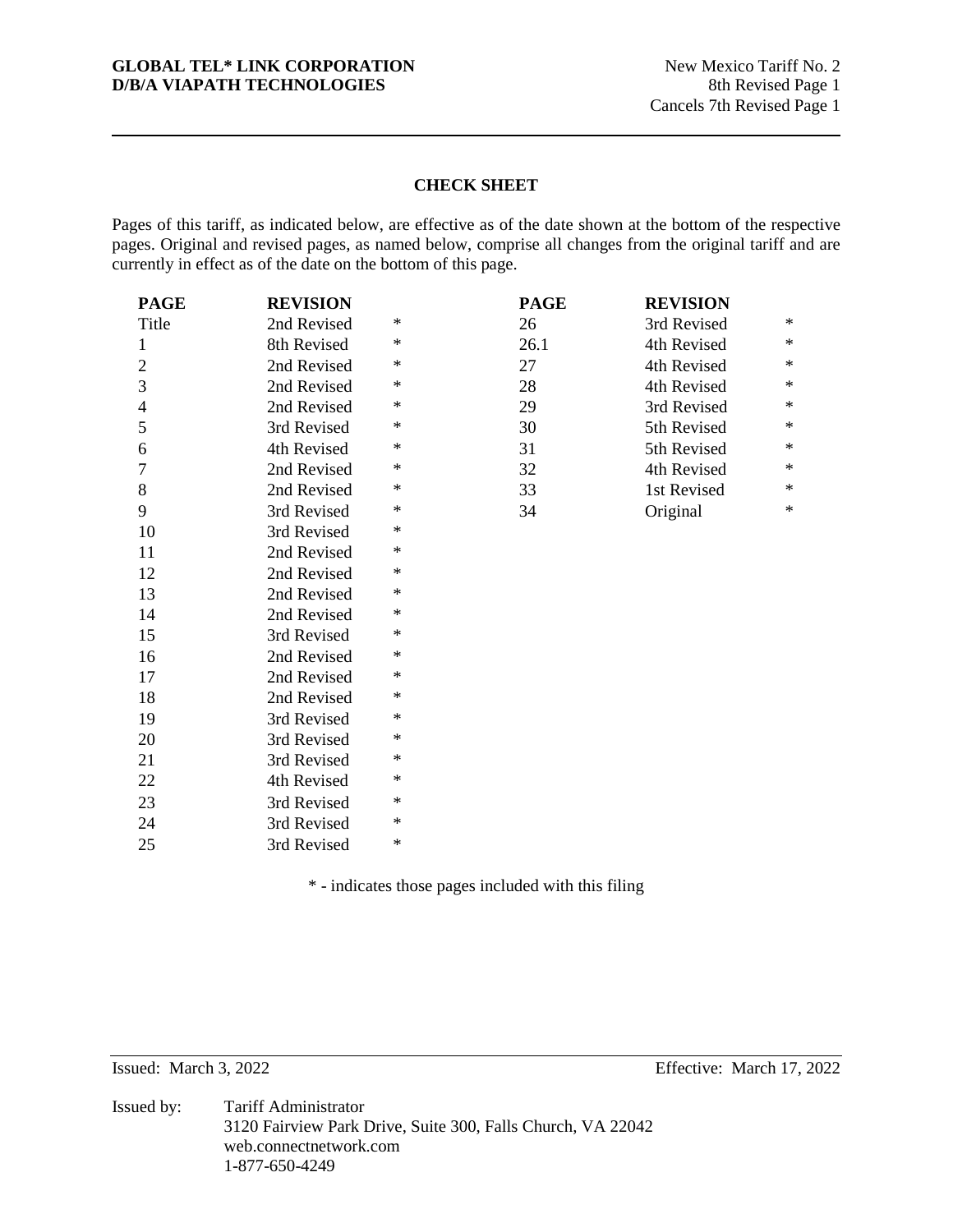## CHECK SHEET

Pages of this tariff, as indicated below, are effective as of the date shown at the bottom of the respective pages. Original and revised pages, as named below, comprise all changes from the original tariff and are currently in effect as of the date on the bottom of this page.

| PAGE | REVISION | | PAGE | REVISION | |
|---|---|---|---|---|---|
| Title | 2nd Revised | * | 26 | 3rd Revised | * |
| 1 | 8th Revised | * | 26.1 | 4th Revised | * |
| 2 | 2nd Revised | * | 27 | 4th Revised | * |
| 3 | 2nd Revised | * | 28 | 4th Revised | * |
| 4 | 2nd Revised | * | 29 | 3rd Revised | * |
| 5 | 3rd Revised | * | 30 | 5th Revised | * |
| 6 | 4th Revised | * | 31 | 5th Revised | * |
| 7 | 2nd Revised | * | 32 | 4th Revised | * |
| 8 | 2nd Revised | * | 33 | 1st Revised | * |
| 9 | 3rd Revised | * | 34 | Original | * |
| 10 | 3rd Revised | * | | | |
| 11 | 2nd Revised | * | | | |
| 12 | 2nd Revised | * | | | |
| 13 | 2nd Revised | * | | | |
| 14 | 2nd Revised | * | | | |
| 15 | 3rd Revised | * | | | |
| 16 | 2nd Revised | * | | | |
| 17 | 2nd Revised | * | | | |
| 18 | 2nd Revised | * | | | |
| 19 | 3rd Revised | * | | | |
| 20 | 3rd Revised | * | | | |
| 21 | 3rd Revised | * | | | |
| 22 | 4th Revised | * | | | |
| 23 | 3rd Revised | * | | | |
| 24 | 3rd Revised | * | | | |
| 25 | 3rd Revised | * | | | |

\* - indicates those pages included with this filing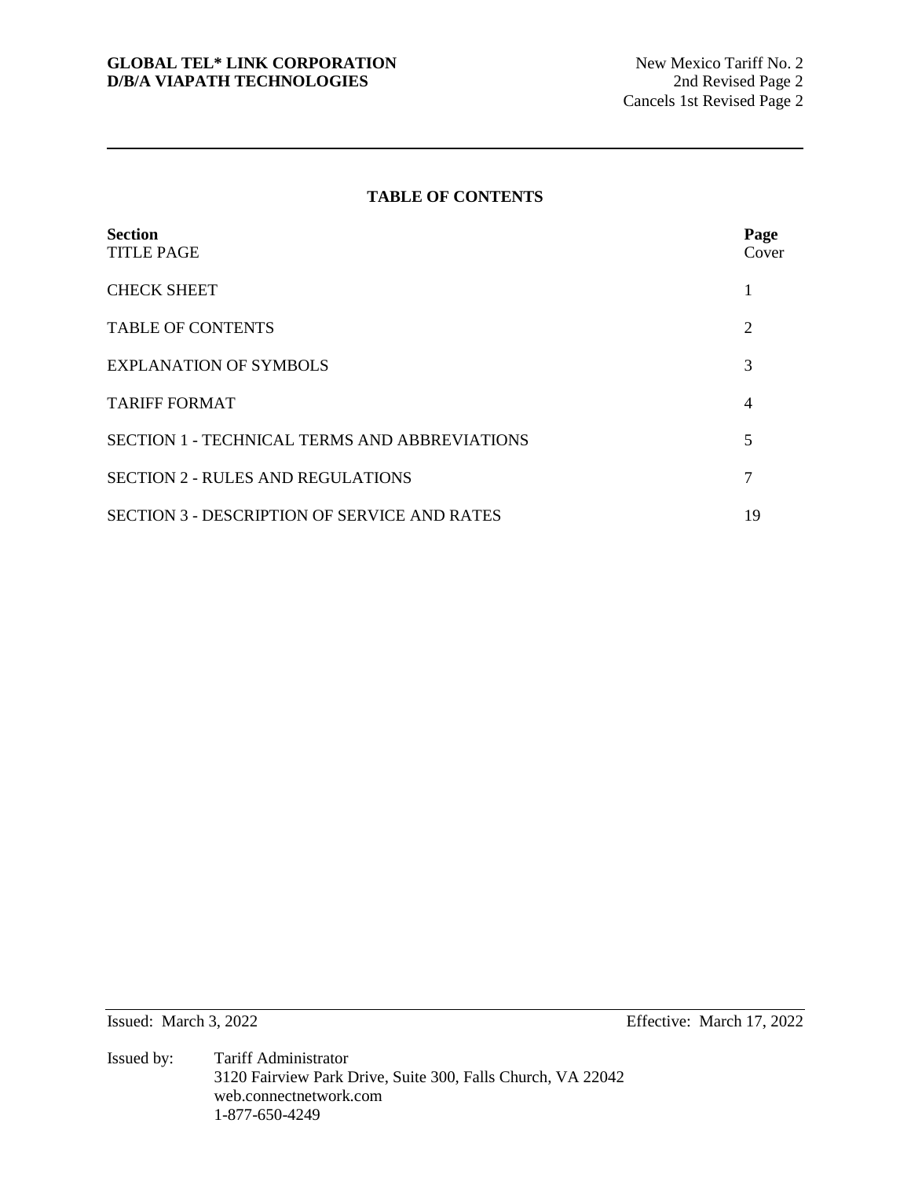## TABLE OF CONTENTS

| Section | Page |
|---|---|
| TITLE PAGE | Cover |
| CHECK SHEET | 1 |
| TABLE OF CONTENTS | 2 |
| EXPLANATION OF SYMBOLS | 3 |
| TARIFF FORMAT | 4 |
| SECTION 1 - TECHNICAL TERMS AND ABBREVIATIONS | 5 |
| SECTION 2 - RULES AND REGULATIONS | 7 |
| SECTION 3 - DESCRIPTION OF SERVICE AND RATES | 19 |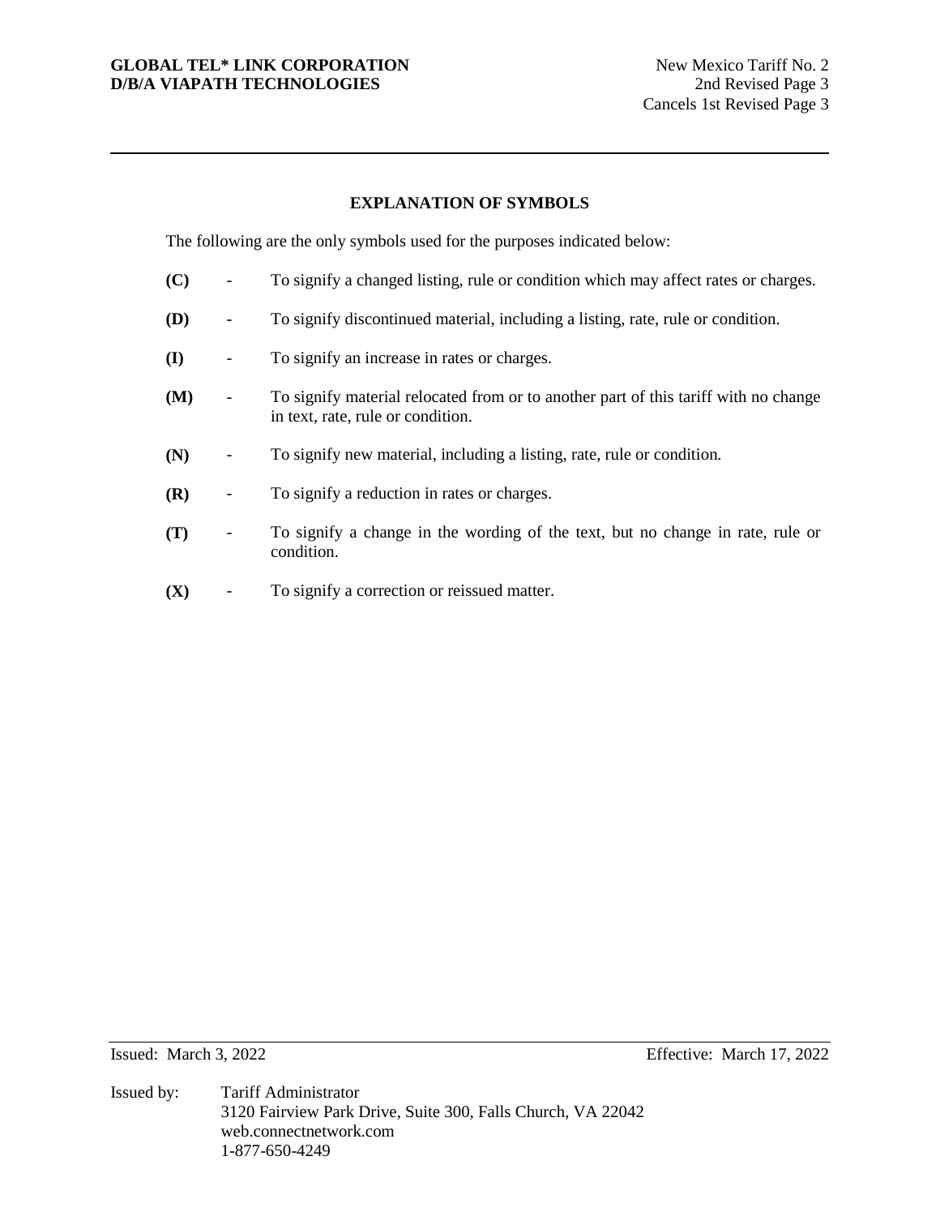## EXPLANATION OF SYMBOLS

The following are the only symbols used for the purposes indicated below:

**(C)** - To signify a changed listing, rule or condition which may affect rates or charges.

**(D)** - To signify discontinued material, including a listing, rate, rule or condition.

**(I)** - To signify an increase in rates or charges.

**(M)** - To signify material relocated from or to another part of this tariff with no change in text, rate, rule or condition.

**(N)** - To signify new material, including a listing, rate, rule or condition.

**(R)** - To signify a reduction in rates or charges.

**(T)** - To signify a change in the wording of the text, but no change in rate, rule or condition.

**(X)** - To signify a correction or reissued matter.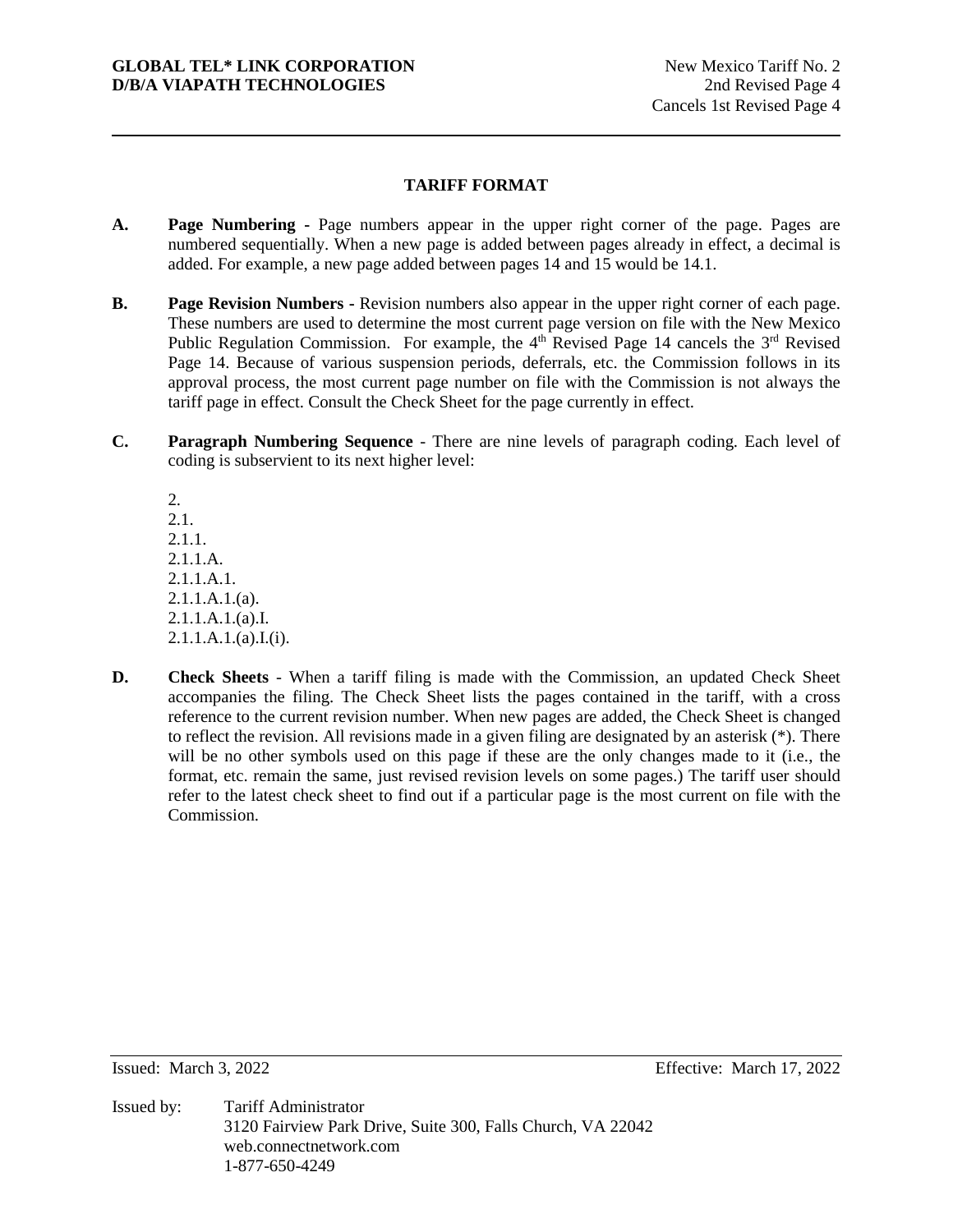## TARIFF FORMAT

**A. Page Numbering -** Page numbers appear in the upper right corner of the page. Pages are numbered sequentially. When a new page is added between pages already in effect, a decimal is added. For example, a new page added between pages 14 and 15 would be 14.1.

**B. Page Revision Numbers -** Revision numbers also appear in the upper right corner of each page. These numbers are used to determine the most current page version on file with the New Mexico Public Regulation Commission. For example, the 4th Revised Page 14 cancels the 3rd Revised Page 14. Because of various suspension periods, deferrals, etc. the Commission follows in its approval process, the most current page number on file with the Commission is not always the tariff page in effect. Consult the Check Sheet for the page currently in effect.

**C. Paragraph Numbering Sequence** - There are nine levels of paragraph coding. Each level of coding is subservient to its next higher level:

2.
2.1.
2.1.1.
2.1.1.A.
2.1.1.A.1.
2.1.1.A.1.(a).
2.1.1.A.1.(a).I.
2.1.1.A.1.(a).I.(i).

**D. Check Sheets** - When a tariff filing is made with the Commission, an updated Check Sheet accompanies the filing. The Check Sheet lists the pages contained in the tariff, with a cross reference to the current revision number. When new pages are added, the Check Sheet is changed to reflect the revision. All revisions made in a given filing are designated by an asterisk (*). There will be no other symbols used on this page if these are the only changes made to it (i.e., the format, etc. remain the same, just revised revision levels on some pages.) The tariff user should refer to the latest check sheet to find out if a particular page is the most current on file with the Commission.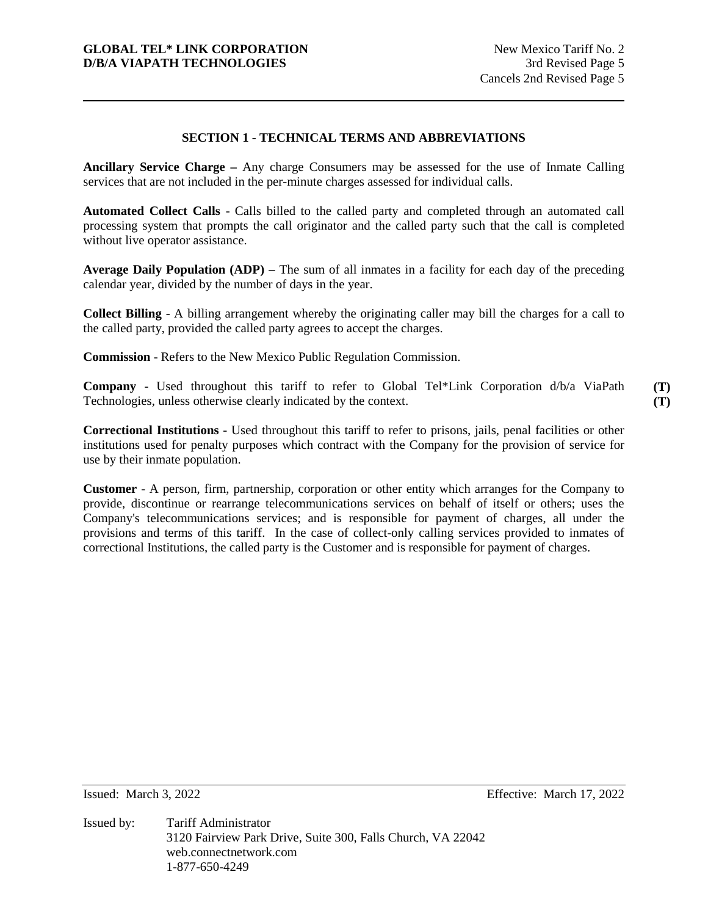## SECTION 1 - TECHNICAL TERMS AND ABBREVIATIONS

**Ancillary Service Charge –** Any charge Consumers may be assessed for the use of Inmate Calling services that are not included in the per-minute charges assessed for individual calls.

**Automated Collect Calls** - Calls billed to the called party and completed through an automated call processing system that prompts the call originator and the called party such that the call is completed without live operator assistance.

**Average Daily Population (ADP) –** The sum of all inmates in a facility for each day of the preceding calendar year, divided by the number of days in the year.

**Collect Billing** - A billing arrangement whereby the originating caller may bill the charges for a call to the called party, provided the called party agrees to accept the charges.

**Commission** - Refers to the New Mexico Public Regulation Commission.

**Company** - Used throughout this tariff to refer to Global Tel*Link Corporation d/b/a ViaPath Technologies, unless otherwise clearly indicated by the context. **(T)**

**Correctional Institutions** - Used throughout this tariff to refer to prisons, jails, penal facilities or other institutions used for penalty purposes which contract with the Company for the provision of service for use by their inmate population.

**Customer** - A person, firm, partnership, corporation or other entity which arranges for the Company to provide, discontinue or rearrange telecommunications services on behalf of itself or others; uses the Company's telecommunications services; and is responsible for payment of charges, all under the provisions and terms of this tariff. In the case of collect-only calling services provided to inmates of correctional Institutions, the called party is the Customer and is responsible for payment of charges.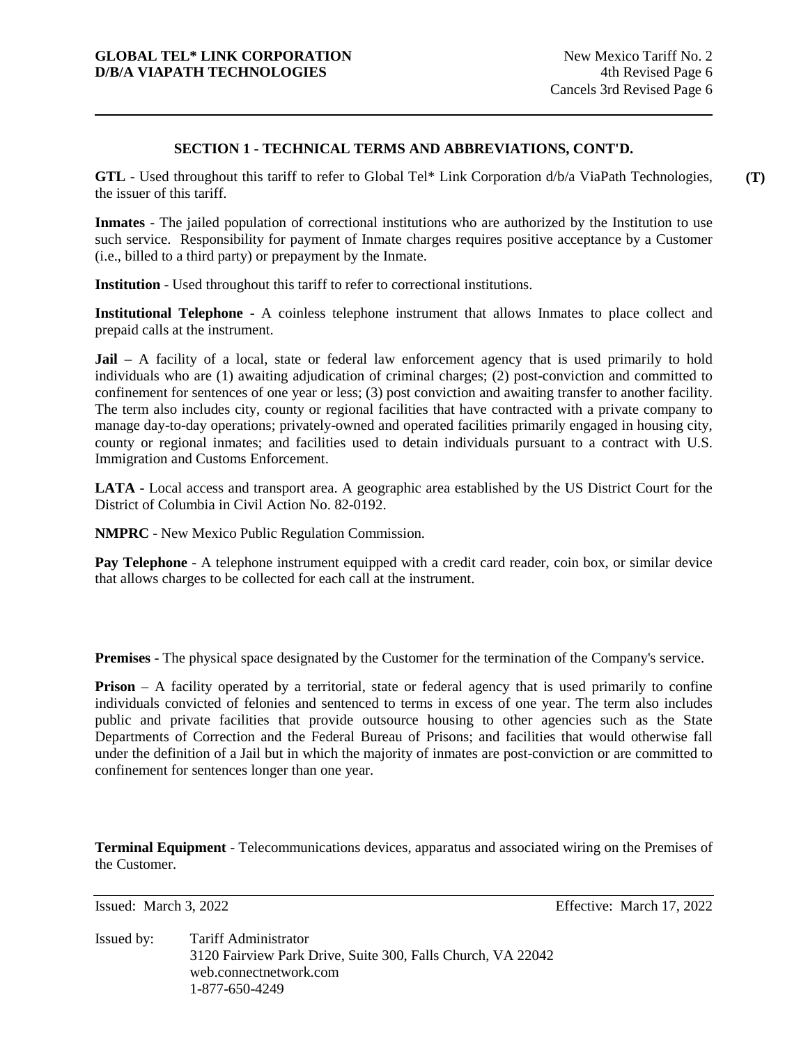## SECTION 1 - TECHNICAL TERMS AND ABBREVIATIONS, CONT'D.

**GTL** - Used throughout this tariff to refer to Global Tel* Link Corporation d/b/a ViaPath Technologies, the issuer of this tariff. **(T)**

**Inmates** - The jailed population of correctional institutions who are authorized by the Institution to use such service. Responsibility for payment of Inmate charges requires positive acceptance by a Customer (i.e., billed to a third party) or prepayment by the Inmate.

**Institution** - Used throughout this tariff to refer to correctional institutions.

**Institutional Telephone** - A coinless telephone instrument that allows Inmates to place collect and prepaid calls at the instrument.

**Jail** – A facility of a local, state or federal law enforcement agency that is used primarily to hold individuals who are (1) awaiting adjudication of criminal charges; (2) post-conviction and committed to confinement for sentences of one year or less; (3) post conviction and awaiting transfer to another facility. The term also includes city, county or regional facilities that have contracted with a private company to manage day-to-day operations; privately-owned and operated facilities primarily engaged in housing city, county or regional inmates; and facilities used to detain individuals pursuant to a contract with U.S. Immigration and Customs Enforcement.

**LATA** - Local access and transport area. A geographic area established by the US District Court for the District of Columbia in Civil Action No. 82-0192.

**NMPRC** - New Mexico Public Regulation Commission.

**Pay Telephone** - A telephone instrument equipped with a credit card reader, coin box, or similar device that allows charges to be collected for each call at the instrument.

**Premises** - The physical space designated by the Customer for the termination of the Company's service.

**Prison** – A facility operated by a territorial, state or federal agency that is used primarily to confine individuals convicted of felonies and sentenced to terms in excess of one year. The term also includes public and private facilities that provide outsource housing to other agencies such as the State Departments of Correction and the Federal Bureau of Prisons; and facilities that would otherwise fall under the definition of a Jail but in which the majority of inmates are post-conviction or are committed to confinement for sentences longer than one year.

**Terminal Equipment** - Telecommunications devices, apparatus and associated wiring on the Premises of the Customer.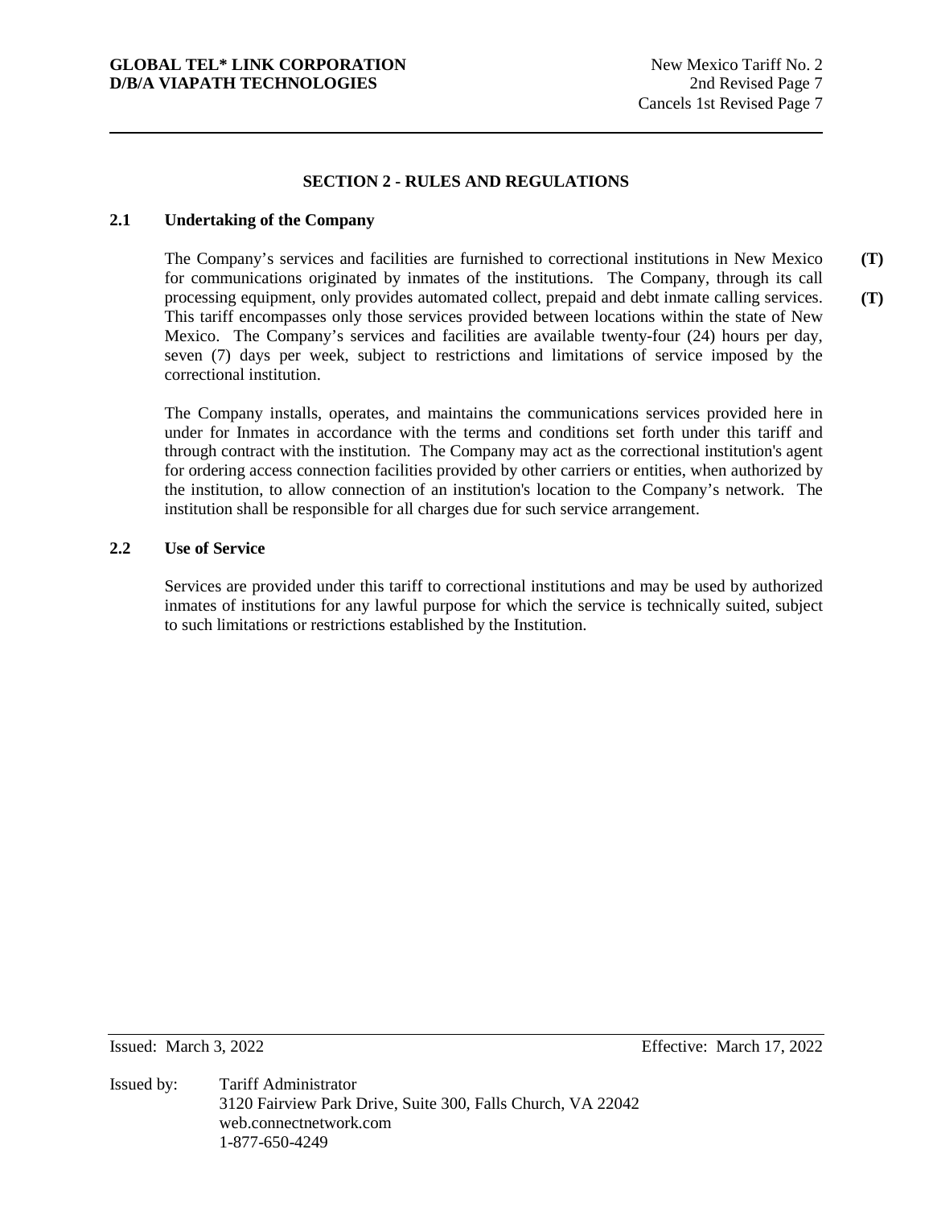# SECTION 2 - RULES AND REGULATIONS

## 2.1 Undertaking of the Company

The Company's services and facilities are furnished to correctional institutions in New Mexico for communications originated by inmates of the institutions. The Company, through its call processing equipment, only provides automated collect, prepaid and debt inmate calling services. This tariff encompasses only those services provided between locations within the state of New Mexico. The Company's services and facilities are available twenty-four (24) hours per day, seven (7) days per week, subject to restrictions and limitations of service imposed by the correctional institution. **(T)** **(T)**

The Company installs, operates, and maintains the communications services provided here in under for Inmates in accordance with the terms and conditions set forth under this tariff and through contract with the institution. The Company may act as the correctional institution's agent for ordering access connection facilities provided by other carriers or entities, when authorized by the institution, to allow connection of an institution's location to the Company's network. The institution shall be responsible for all charges due for such service arrangement.

## 2.2 Use of Service

Services are provided under this tariff to correctional institutions and may be used by authorized inmates of institutions for any lawful purpose for which the service is technically suited, subject to such limitations or restrictions established by the Institution.

Issued: March 3, 2022 Effective: March 17, 2022

Issued by: Tariff Administrator
3120 Fairview Park Drive, Suite 300, Falls Church, VA 22042
web.connectnetwork.com
1-877-650-4249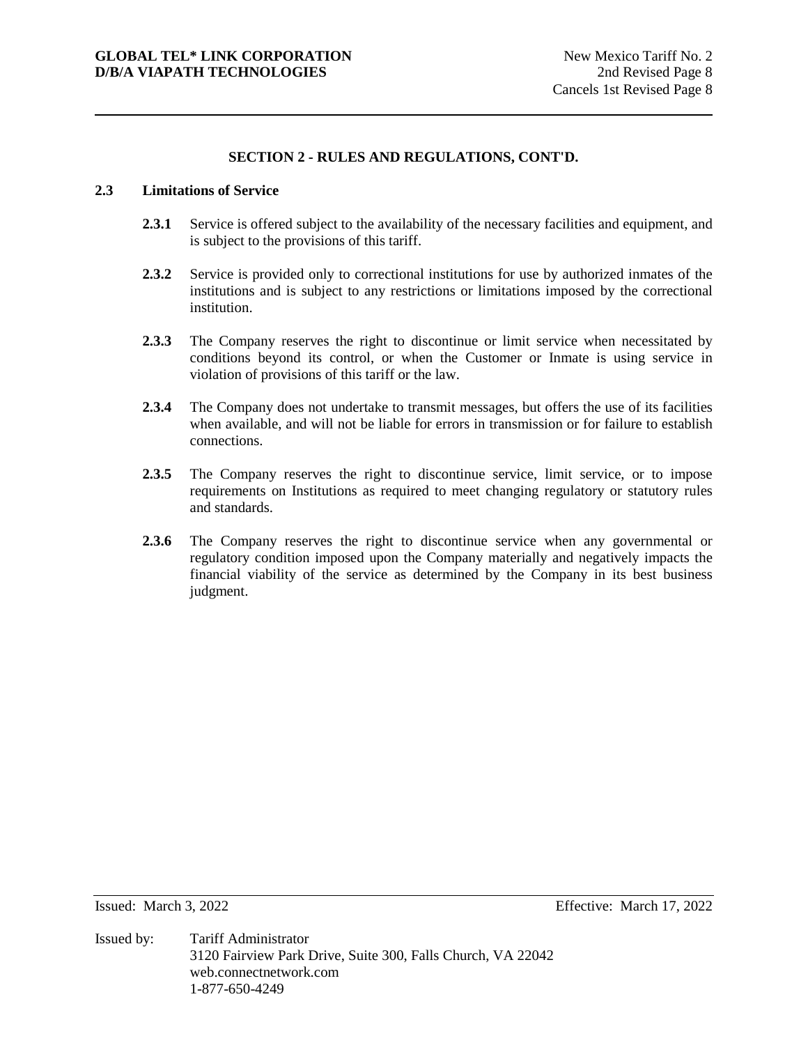## SECTION 2 - RULES AND REGULATIONS, CONT'D.

### 2.3 Limitations of Service

**2.3.1** Service is offered subject to the availability of the necessary facilities and equipment, and is subject to the provisions of this tariff.

**2.3.2** Service is provided only to correctional institutions for use by authorized inmates of the institutions and is subject to any restrictions or limitations imposed by the correctional institution.

**2.3.3** The Company reserves the right to discontinue or limit service when necessitated by conditions beyond its control, or when the Customer or Inmate is using service in violation of provisions of this tariff or the law.

**2.3.4** The Company does not undertake to transmit messages, but offers the use of its facilities when available, and will not be liable for errors in transmission or for failure to establish connections.

**2.3.5** The Company reserves the right to discontinue service, limit service, or to impose requirements on Institutions as required to meet changing regulatory or statutory rules and standards.

**2.3.6** The Company reserves the right to discontinue service when any governmental or regulatory condition imposed upon the Company materially and negatively impacts the financial viability of the service as determined by the Company in its best business judgment.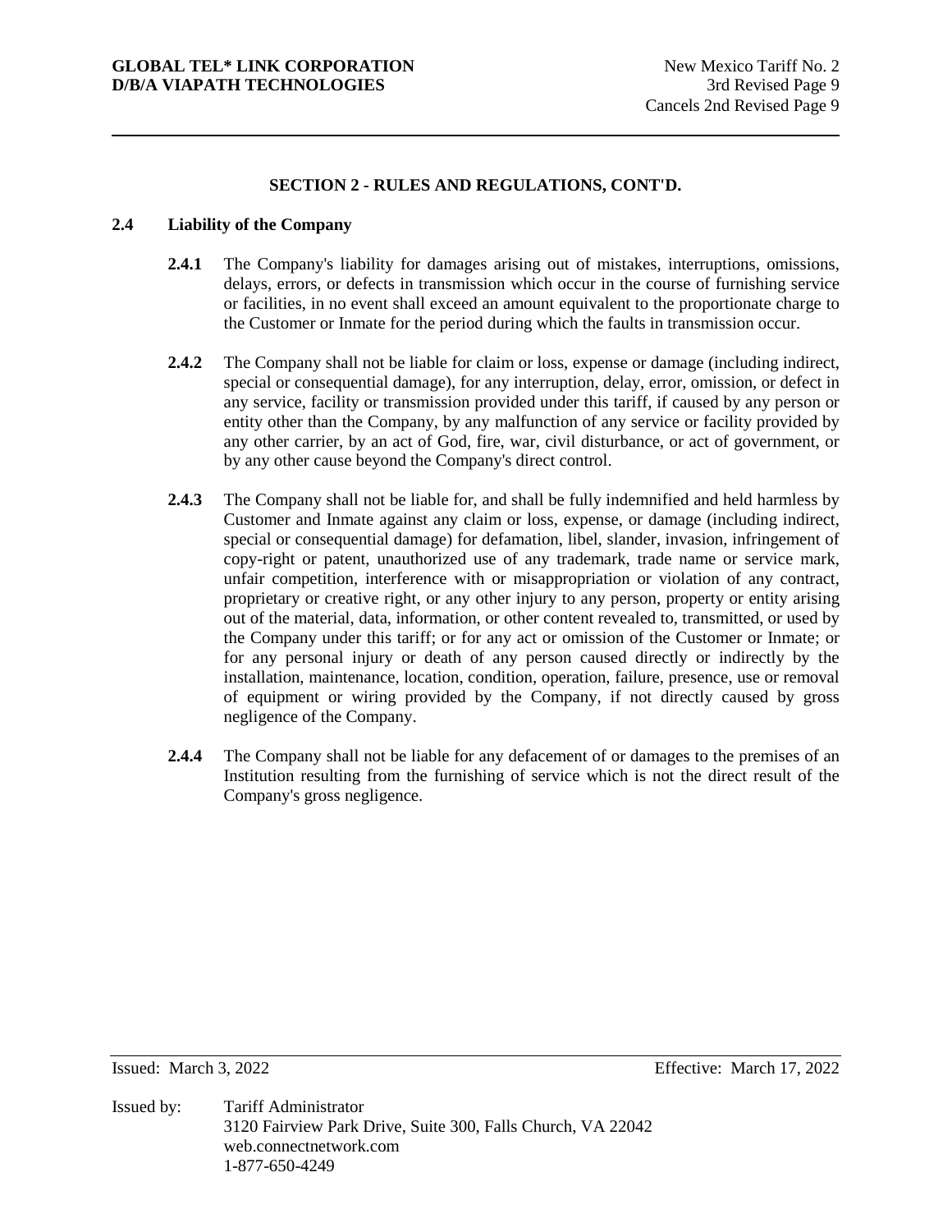## SECTION 2 - RULES AND REGULATIONS, CONT'D.

### 2.4 Liability of the Company

**2.4.1** The Company's liability for damages arising out of mistakes, interruptions, omissions, delays, errors, or defects in transmission which occur in the course of furnishing service or facilities, in no event shall exceed an amount equivalent to the proportionate charge to the Customer or Inmate for the period during which the faults in transmission occur.

**2.4.2** The Company shall not be liable for claim or loss, expense or damage (including indirect, special or consequential damage), for any interruption, delay, error, omission, or defect in any service, facility or transmission provided under this tariff, if caused by any person or entity other than the Company, by any malfunction of any service or facility provided by any other carrier, by an act of God, fire, war, civil disturbance, or act of government, or by any other cause beyond the Company's direct control.

**2.4.3** The Company shall not be liable for, and shall be fully indemnified and held harmless by Customer and Inmate against any claim or loss, expense, or damage (including indirect, special or consequential damage) for defamation, libel, slander, invasion, infringement of copy-right or patent, unauthorized use of any trademark, trade name or service mark, unfair competition, interference with or misappropriation or violation of any contract, proprietary or creative right, or any other injury to any person, property or entity arising out of the material, data, information, or other content revealed to, transmitted, or used by the Company under this tariff; or for any act or omission of the Customer or Inmate; or for any personal injury or death of any person caused directly or indirectly by the installation, maintenance, location, condition, operation, failure, presence, use or removal of equipment or wiring provided by the Company, if not directly caused by gross negligence of the Company.

**2.4.4** The Company shall not be liable for any defacement of or damages to the premises of an Institution resulting from the furnishing of service which is not the direct result of the Company's gross negligence.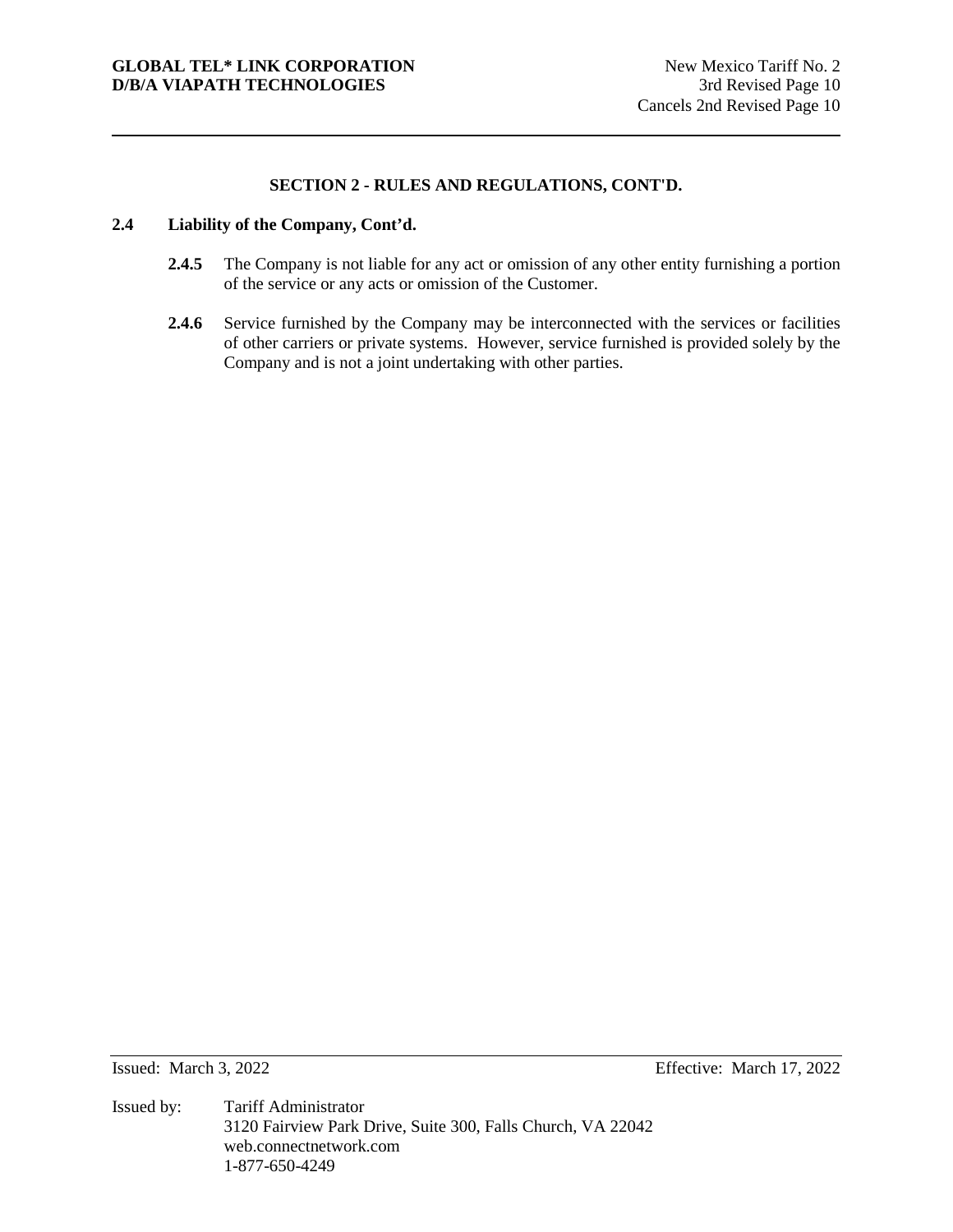## SECTION 2 - RULES AND REGULATIONS, CONT'D.

### 2.4 Liability of the Company, Cont'd.

**2.4.5** The Company is not liable for any act or omission of any other entity furnishing a portion of the service or any acts or omission of the Customer.

**2.4.6** Service furnished by the Company may be interconnected with the services or facilities of other carriers or private systems. However, service furnished is provided solely by the Company and is not a joint undertaking with other parties.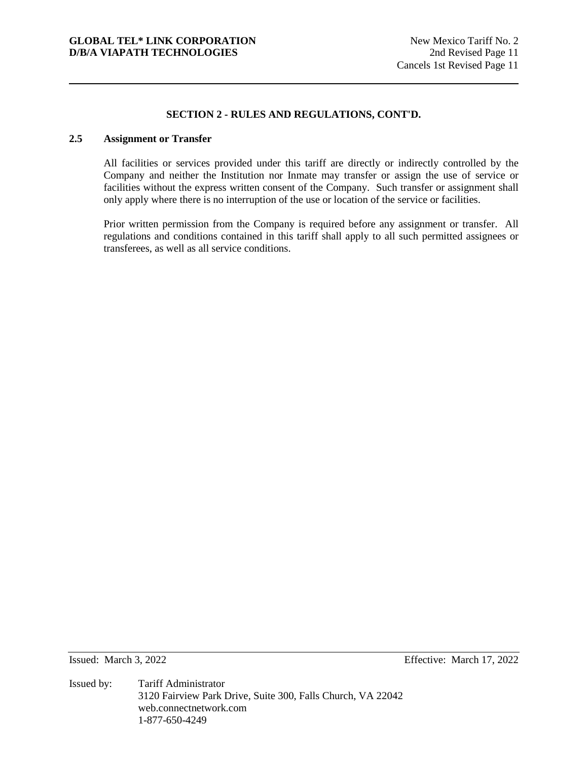## SECTION 2 - RULES AND REGULATIONS, CONT'D.

### 2.5 Assignment or Transfer

All facilities or services provided under this tariff are directly or indirectly controlled by the Company and neither the Institution nor Inmate may transfer or assign the use of service or facilities without the express written consent of the Company. Such transfer or assignment shall only apply where there is no interruption of the use or location of the service or facilities.

Prior written permission from the Company is required before any assignment or transfer. All regulations and conditions contained in this tariff shall apply to all such permitted assignees or transferees, as well as all service conditions.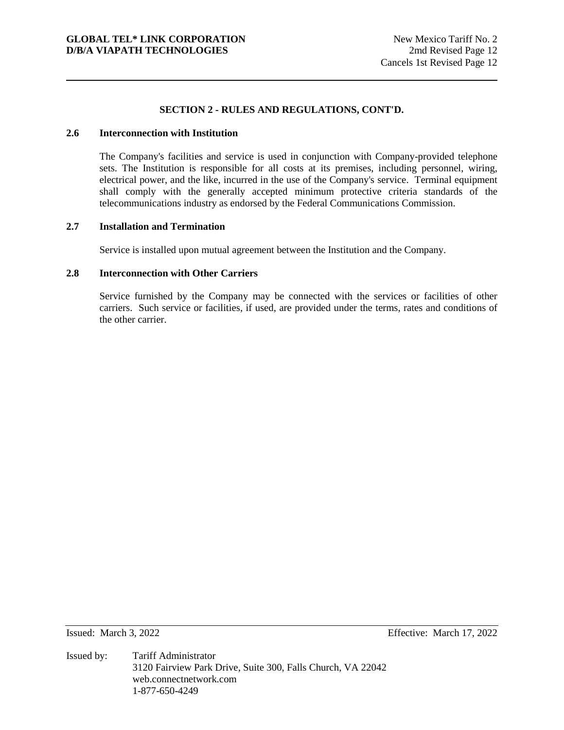## SECTION 2 - RULES AND REGULATIONS, CONT'D.

### 2.6 Interconnection with Institution

The Company's facilities and service is used in conjunction with Company-provided telephone sets. The Institution is responsible for all costs at its premises, including personnel, wiring, electrical power, and the like, incurred in the use of the Company's service. Terminal equipment shall comply with the generally accepted minimum protective criteria standards of the telecommunications industry as endorsed by the Federal Communications Commission.

### 2.7 Installation and Termination

Service is installed upon mutual agreement between the Institution and the Company.

### 2.8 Interconnection with Other Carriers

Service furnished by the Company may be connected with the services or facilities of other carriers. Such service or facilities, if used, are provided under the terms, rates and conditions of the other carrier.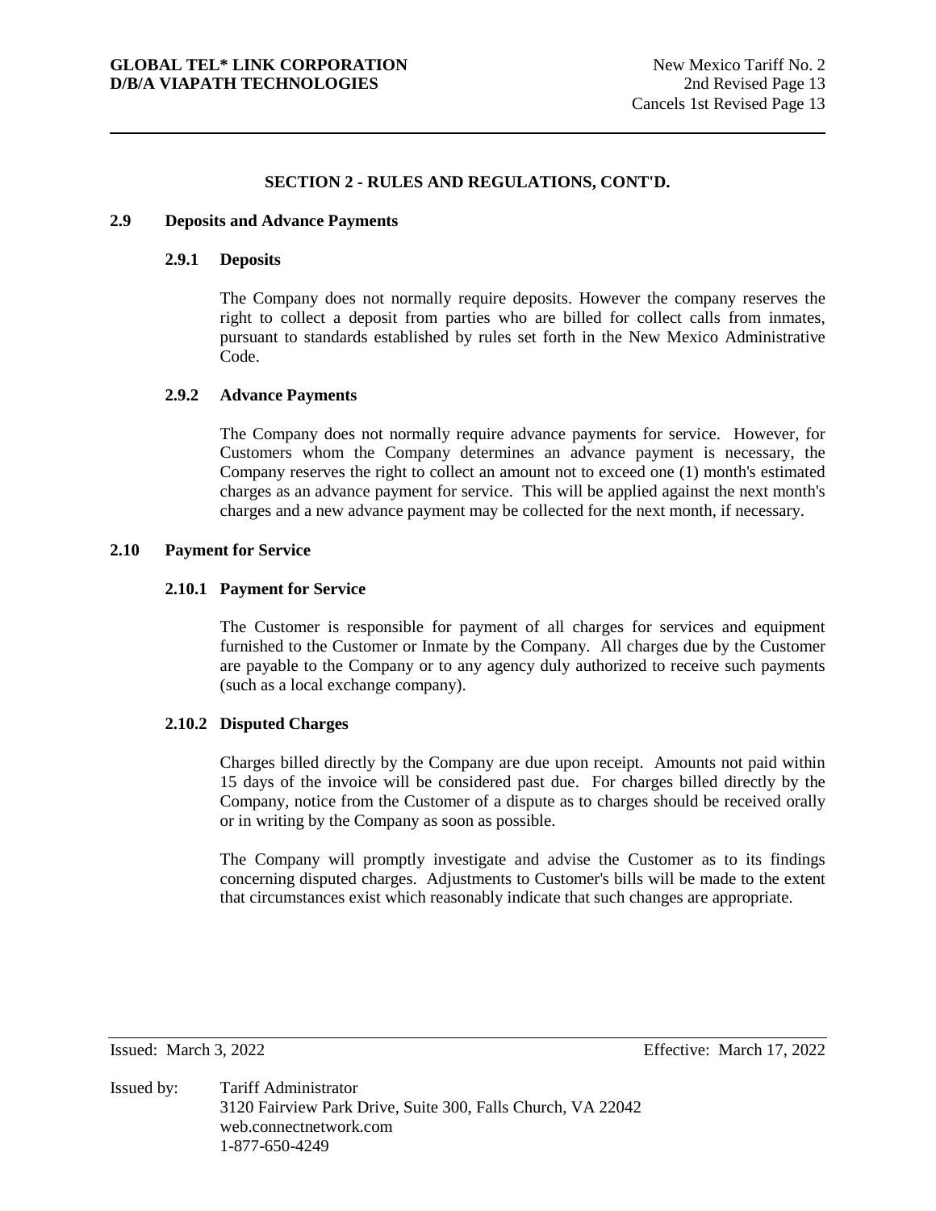## SECTION 2 - RULES AND REGULATIONS, CONT'D.

### 2.9 Deposits and Advance Payments

#### 2.9.1 Deposits

The Company does not normally require deposits. However the company reserves the right to collect a deposit from parties who are billed for collect calls from inmates, pursuant to standards established by rules set forth in the New Mexico Administrative Code.

#### 2.9.2 Advance Payments

The Company does not normally require advance payments for service. However, for Customers whom the Company determines an advance payment is necessary, the Company reserves the right to collect an amount not to exceed one (1) month's estimated charges as an advance payment for service. This will be applied against the next month's charges and a new advance payment may be collected for the next month, if necessary.

### 2.10 Payment for Service

#### 2.10.1 Payment for Service

The Customer is responsible for payment of all charges for services and equipment furnished to the Customer or Inmate by the Company. All charges due by the Customer are payable to the Company or to any agency duly authorized to receive such payments (such as a local exchange company).

#### 2.10.2 Disputed Charges

Charges billed directly by the Company are due upon receipt. Amounts not paid within 15 days of the invoice will be considered past due. For charges billed directly by the Company, notice from the Customer of a dispute as to charges should be received orally or in writing by the Company as soon as possible.

The Company will promptly investigate and advise the Customer as to its findings concerning disputed charges. Adjustments to Customer's bills will be made to the extent that circumstances exist which reasonably indicate that such changes are appropriate.

Issued: March 3, 2022 Effective: March 17, 2022

Issued by: Tariff Administrator
3120 Fairview Park Drive, Suite 300, Falls Church, VA 22042
web.connectnetwork.com
1-877-650-4249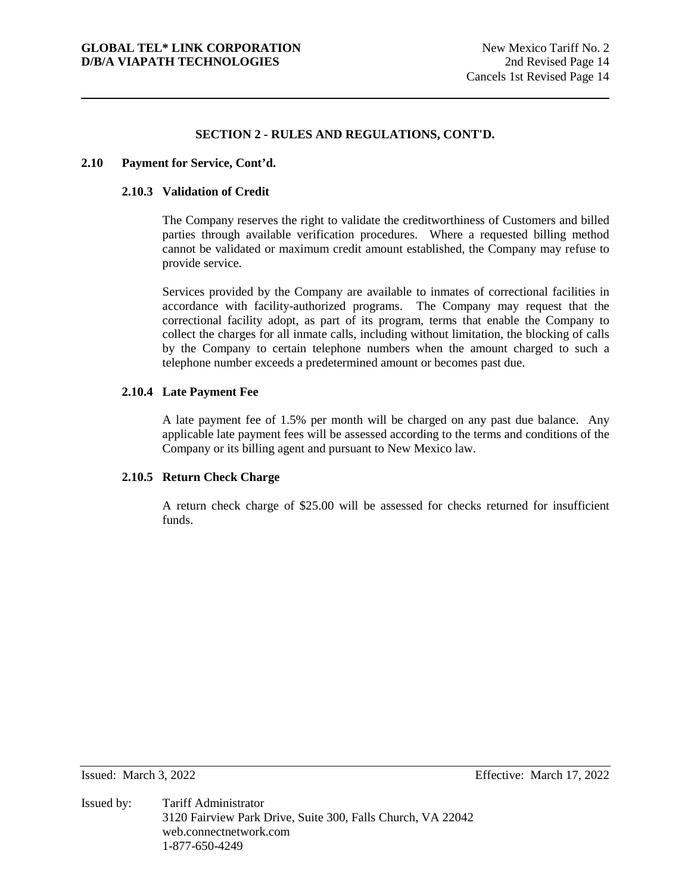## SECTION 2 - RULES AND REGULATIONS, CONT'D.

### 2.10 Payment for Service, Cont'd.

#### 2.10.3 Validation of Credit

The Company reserves the right to validate the creditworthiness of Customers and billed parties through available verification procedures. Where a requested billing method cannot be validated or maximum credit amount established, the Company may refuse to provide service.

Services provided by the Company are available to inmates of correctional facilities in accordance with facility-authorized programs. The Company may request that the correctional facility adopt, as part of its program, terms that enable the Company to collect the charges for all inmate calls, including without limitation, the blocking of calls by the Company to certain telephone numbers when the amount charged to such a telephone number exceeds a predetermined amount or becomes past due.

#### 2.10.4 Late Payment Fee

A late payment fee of 1.5% per month will be charged on any past due balance. Any applicable late payment fees will be assessed according to the terms and conditions of the Company or its billing agent and pursuant to New Mexico law.

#### 2.10.5 Return Check Charge

A return check charge of $25.00 will be assessed for checks returned for insufficient funds.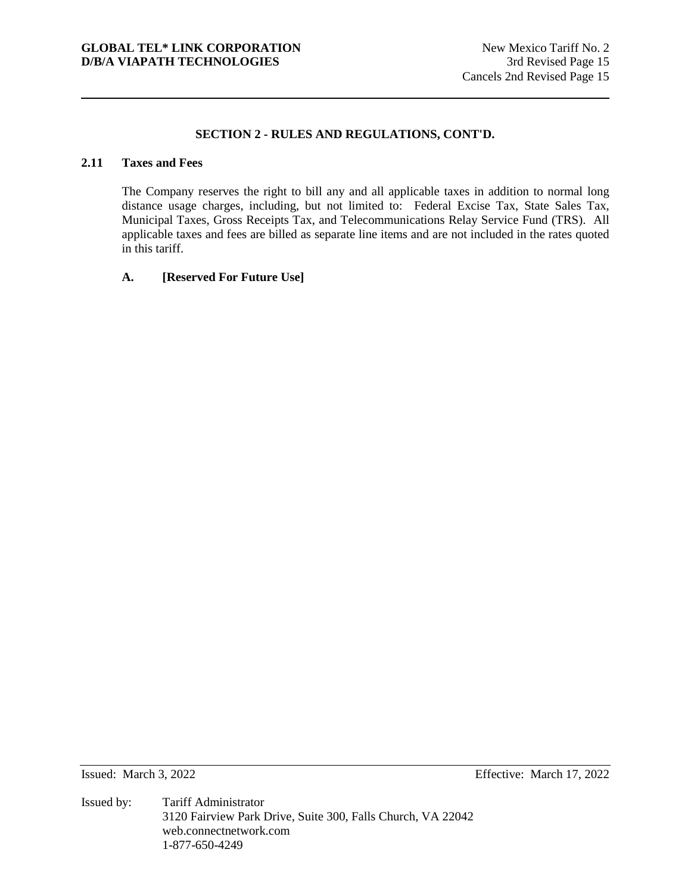## SECTION 2 - RULES AND REGULATIONS, CONT'D.

### 2.11 Taxes and Fees

The Company reserves the right to bill any and all applicable taxes in addition to normal long distance usage charges, including, but not limited to: Federal Excise Tax, State Sales Tax, Municipal Taxes, Gross Receipts Tax, and Telecommunications Relay Service Fund (TRS). All applicable taxes and fees are billed as separate line items and are not included in the rates quoted in this tariff.

**A. [Reserved For Future Use]**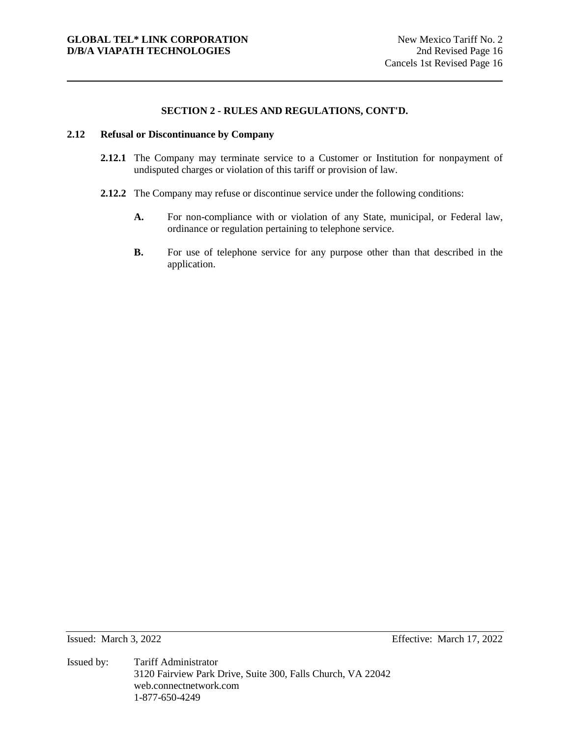## SECTION 2 - RULES AND REGULATIONS, CONT'D.

### 2.12 Refusal or Discontinuance by Company

**2.12.1** The Company may terminate service to a Customer or Institution for nonpayment of undisputed charges or violation of this tariff or provision of law.

**2.12.2** The Company may refuse or discontinue service under the following conditions:

**A.** For non-compliance with or violation of any State, municipal, or Federal law, ordinance or regulation pertaining to telephone service.

**B.** For use of telephone service for any purpose other than that described in the application.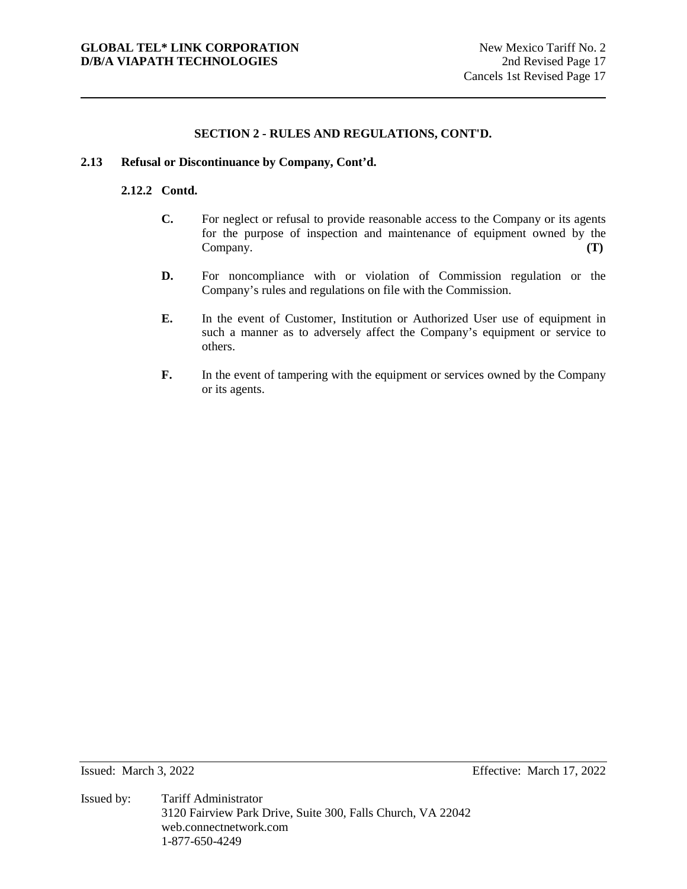## SECTION 2 - RULES AND REGULATIONS, CONT'D.

### 2.13 Refusal or Discontinuance by Company, Cont'd.

#### 2.12.2 Contd.

**C.** For neglect or refusal to provide reasonable access to the Company or its agents for the purpose of inspection and maintenance of equipment owned by the Company. **(T)**

**D.** For noncompliance with or violation of Commission regulation or the Company's rules and regulations on file with the Commission.

**E.** In the event of Customer, Institution or Authorized User use of equipment in such a manner as to adversely affect the Company's equipment or service to others.

**F.** In the event of tampering with the equipment or services owned by the Company or its agents.

Issued: March 3, 2022 Effective: March 17, 2022

Issued by: Tariff Administrator
3120 Fairview Park Drive, Suite 300, Falls Church, VA 22042
web.connectnetwork.com
1-877-650-4249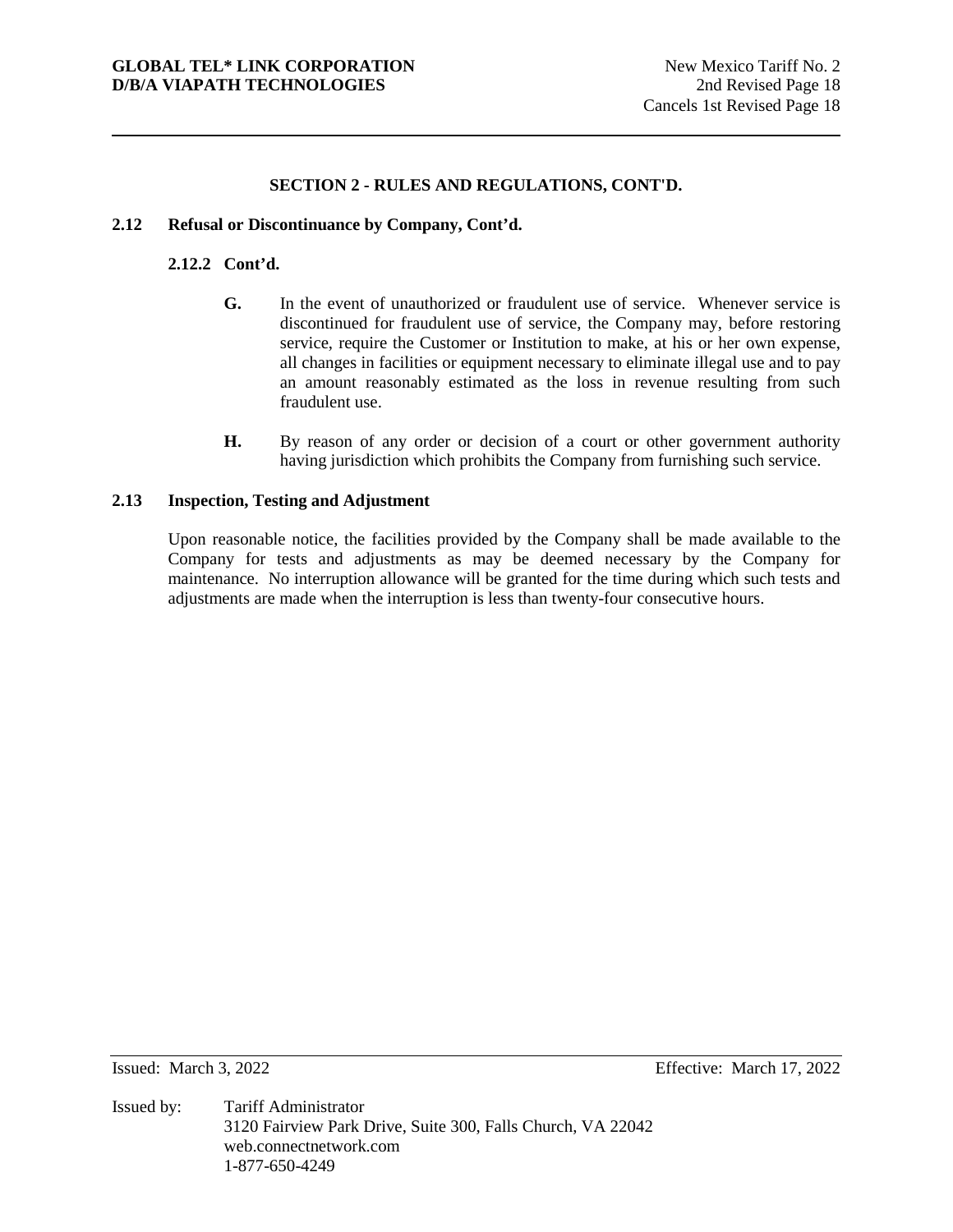## SECTION 2 - RULES AND REGULATIONS, CONT'D.

### 2.12 Refusal or Discontinuance by Company, Cont'd.

#### 2.12.2 Cont'd.

**G.** In the event of unauthorized or fraudulent use of service. Whenever service is discontinued for fraudulent use of service, the Company may, before restoring service, require the Customer or Institution to make, at his or her own expense, all changes in facilities or equipment necessary to eliminate illegal use and to pay an amount reasonably estimated as the loss in revenue resulting from such fraudulent use.

**H.** By reason of any order or decision of a court or other government authority having jurisdiction which prohibits the Company from furnishing such service.

### 2.13 Inspection, Testing and Adjustment

Upon reasonable notice, the facilities provided by the Company shall be made available to the Company for tests and adjustments as may be deemed necessary by the Company for maintenance. No interruption allowance will be granted for the time during which such tests and adjustments are made when the interruption is less than twenty-four consecutive hours.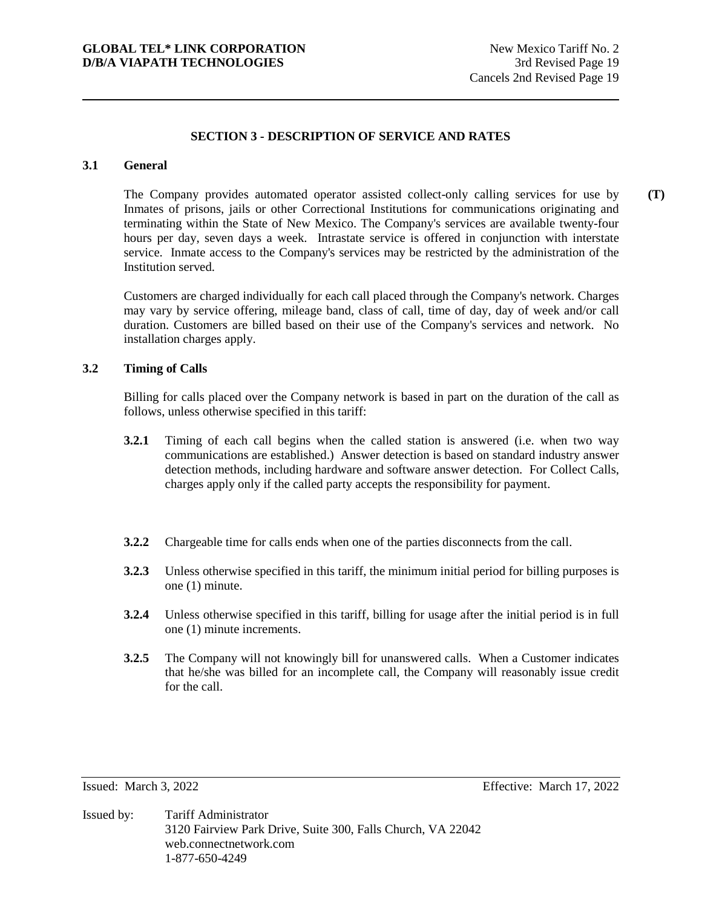## SECTION 3 - DESCRIPTION OF SERVICE AND RATES

### 3.1 General

The Company provides automated operator assisted collect-only calling services for use by Inmates of prisons, jails or other Correctional Institutions for communications originating and terminating within the State of New Mexico. The Company's services are available twenty-four hours per day, seven days a week. Intrastate service is offered in conjunction with interstate service. Inmate access to the Company's services may be restricted by the administration of the Institution served. **(T)**

Customers are charged individually for each call placed through the Company's network. Charges may vary by service offering, mileage band, class of call, time of day, day of week and/or call duration. Customers are billed based on their use of the Company's services and network. No installation charges apply.

### 3.2 Timing of Calls

Billing for calls placed over the Company network is based in part on the duration of the call as follows, unless otherwise specified in this tariff:

**3.2.1** Timing of each call begins when the called station is answered (i.e. when two way communications are established.) Answer detection is based on standard industry answer detection methods, including hardware and software answer detection. For Collect Calls, charges apply only if the called party accepts the responsibility for payment.

**3.2.2** Chargeable time for calls ends when one of the parties disconnects from the call.

**3.2.3** Unless otherwise specified in this tariff, the minimum initial period for billing purposes is one (1) minute.

**3.2.4** Unless otherwise specified in this tariff, billing for usage after the initial period is in full one (1) minute increments.

**3.2.5** The Company will not knowingly bill for unanswered calls. When a Customer indicates that he/she was billed for an incomplete call, the Company will reasonably issue credit for the call.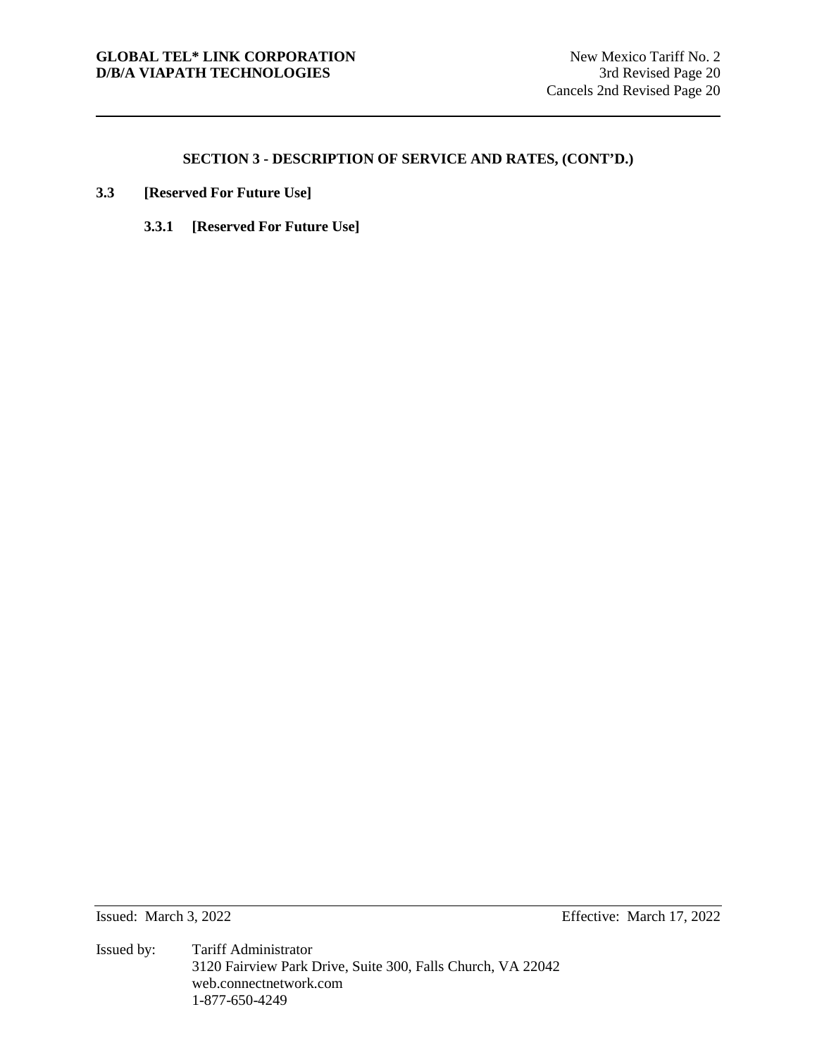## SECTION 3 - DESCRIPTION OF SERVICE AND RATES, (CONT'D.)

### 3.3 [Reserved For Future Use]

#### 3.3.1 [Reserved For Future Use]

Issued: March 3, 2022

Effective: March 17, 2022

Issued by: Tariff Administrator
3120 Fairview Park Drive, Suite 300, Falls Church, VA 22042
web.connectnetwork.com
1-877-650-4249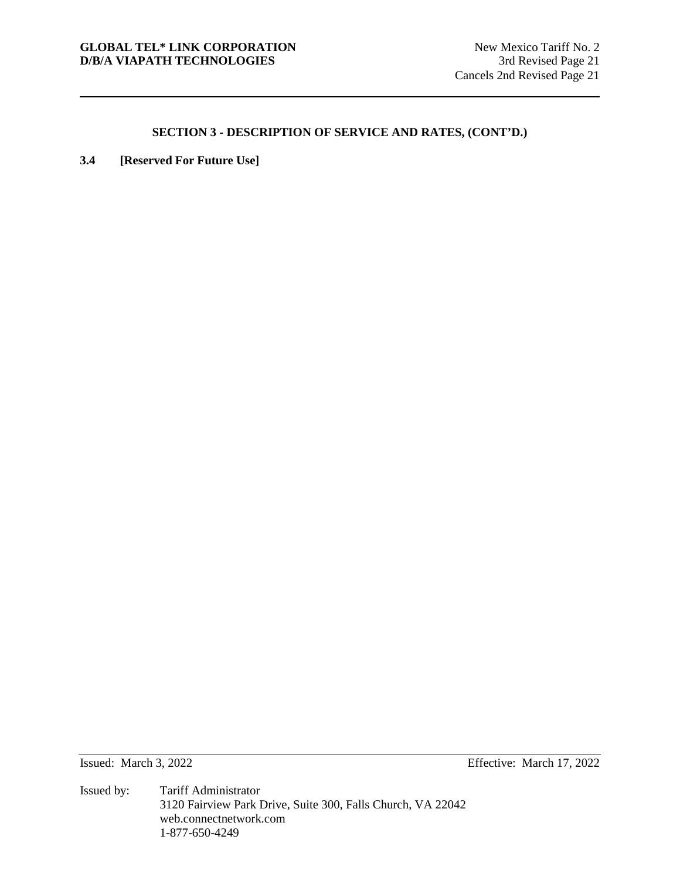## SECTION 3 - DESCRIPTION OF SERVICE AND RATES, (CONT'D.)

**3.4 [Reserved For Future Use]**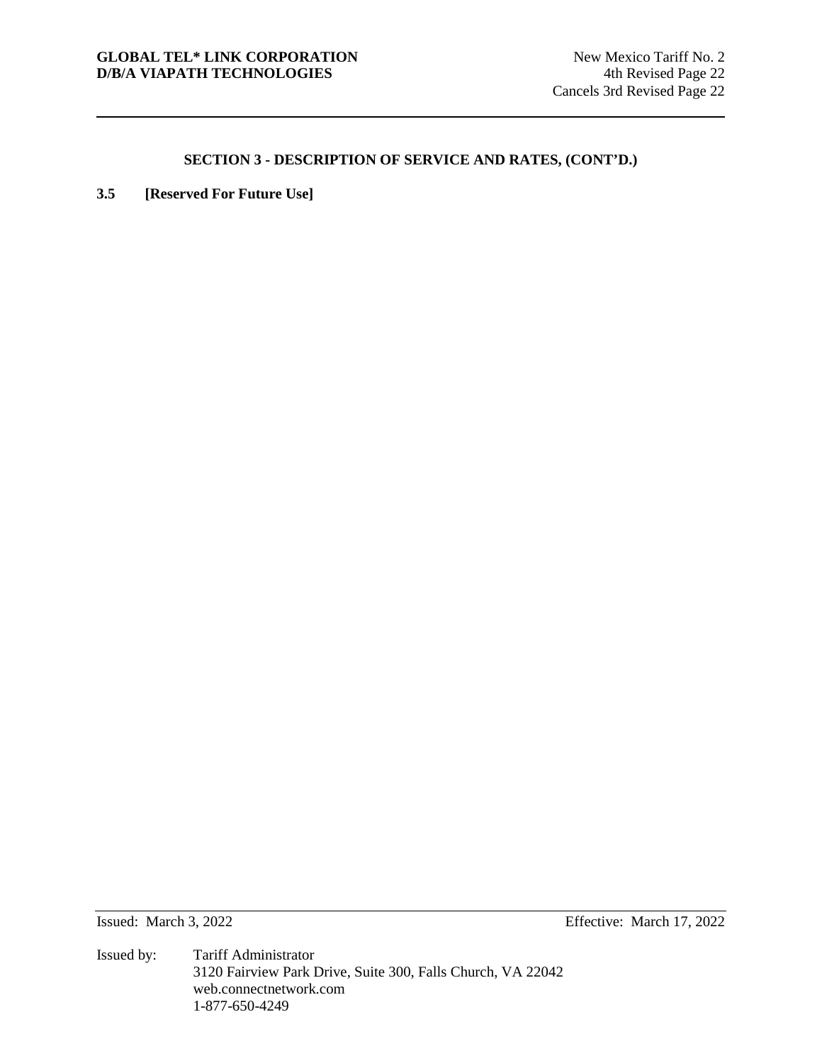## SECTION 3 - DESCRIPTION OF SERVICE AND RATES, (CONT'D.)

**3.5 [Reserved For Future Use]**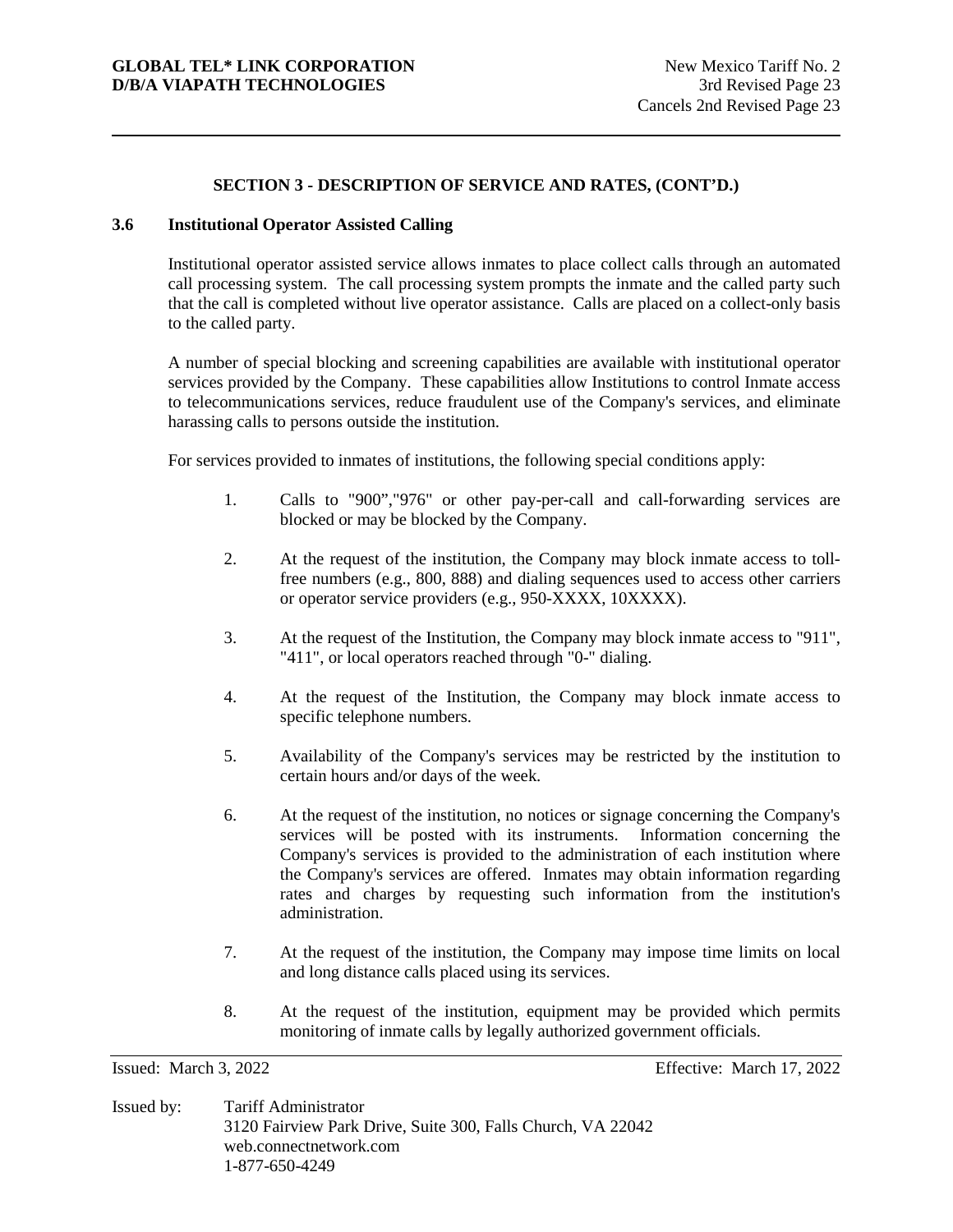## SECTION 3 - DESCRIPTION OF SERVICE AND RATES, (CONT'D.)

### 3.6 Institutional Operator Assisted Calling

Institutional operator assisted service allows inmates to place collect calls through an automated call processing system. The call processing system prompts the inmate and the called party such that the call is completed without live operator assistance. Calls are placed on a collect-only basis to the called party.

A number of special blocking and screening capabilities are available with institutional operator services provided by the Company. These capabilities allow Institutions to control Inmate access to telecommunications services, reduce fraudulent use of the Company's services, and eliminate harassing calls to persons outside the institution.

For services provided to inmates of institutions, the following special conditions apply:

1. Calls to "900","976" or other pay-per-call and call-forwarding services are blocked or may be blocked by the Company.
2. At the request of the institution, the Company may block inmate access to toll-free numbers (e.g., 800, 888) and dialing sequences used to access other carriers or operator service providers (e.g., 950-XXXX, 10XXXX).
3. At the request of the Institution, the Company may block inmate access to "911", "411", or local operators reached through "0-" dialing.
4. At the request of the Institution, the Company may block inmate access to specific telephone numbers.
5. Availability of the Company's services may be restricted by the institution to certain hours and/or days of the week.
6. At the request of the institution, no notices or signage concerning the Company's services will be posted with its instruments. Information concerning the Company's services is provided to the administration of each institution where the Company's services are offered. Inmates may obtain information regarding rates and charges by requesting such information from the institution's administration.
7. At the request of the institution, the Company may impose time limits on local and long distance calls placed using its services.
8. At the request of the institution, equipment may be provided which permits monitoring of inmate calls by legally authorized government officials.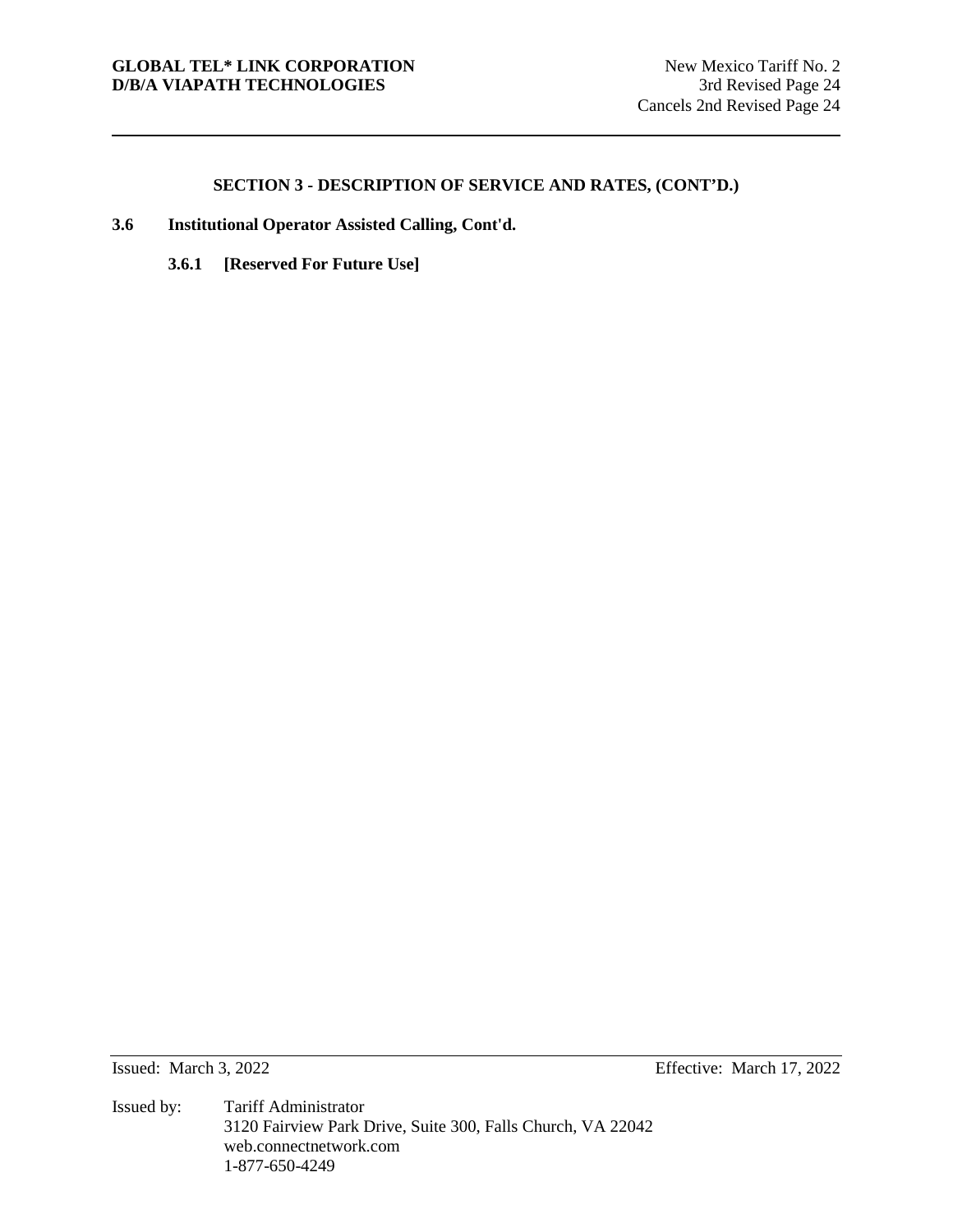## SECTION 3 - DESCRIPTION OF SERVICE AND RATES, (CONT'D.)

**3.6 Institutional Operator Assisted Calling, Cont'd.**

**3.6.1 [Reserved For Future Use]**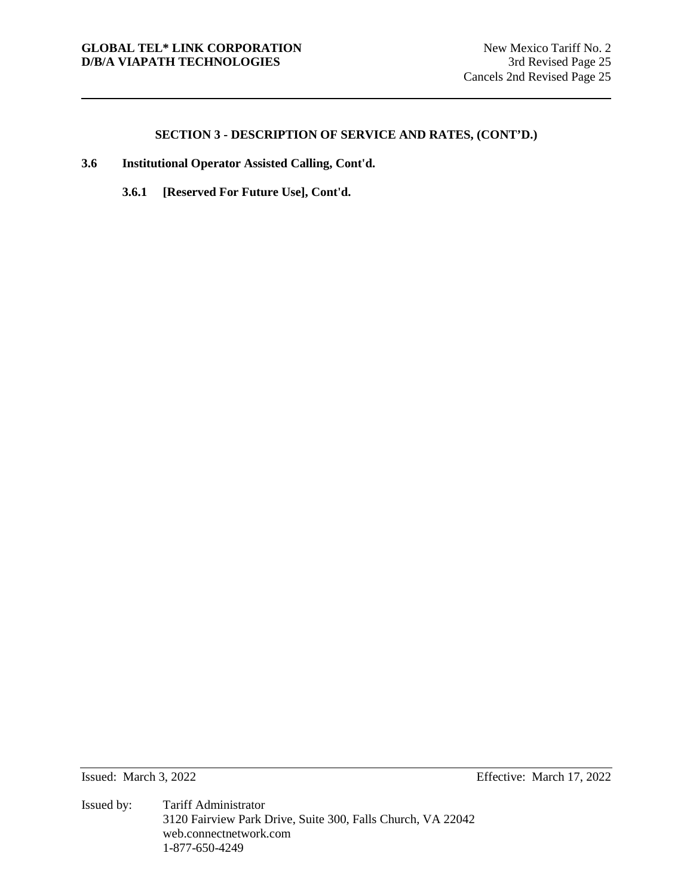## SECTION 3 - DESCRIPTION OF SERVICE AND RATES, (CONT'D.)

### 3.6 Institutional Operator Assisted Calling, Cont'd.

#### 3.6.1 [Reserved For Future Use], Cont'd.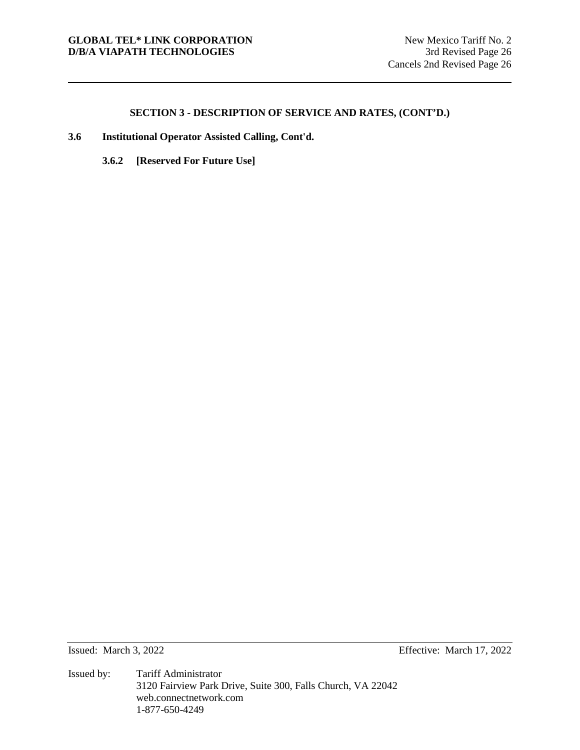## SECTION 3 - DESCRIPTION OF SERVICE AND RATES, (CONT'D.)

**3.6 Institutional Operator Assisted Calling, Cont'd.**

**3.6.2 [Reserved For Future Use]**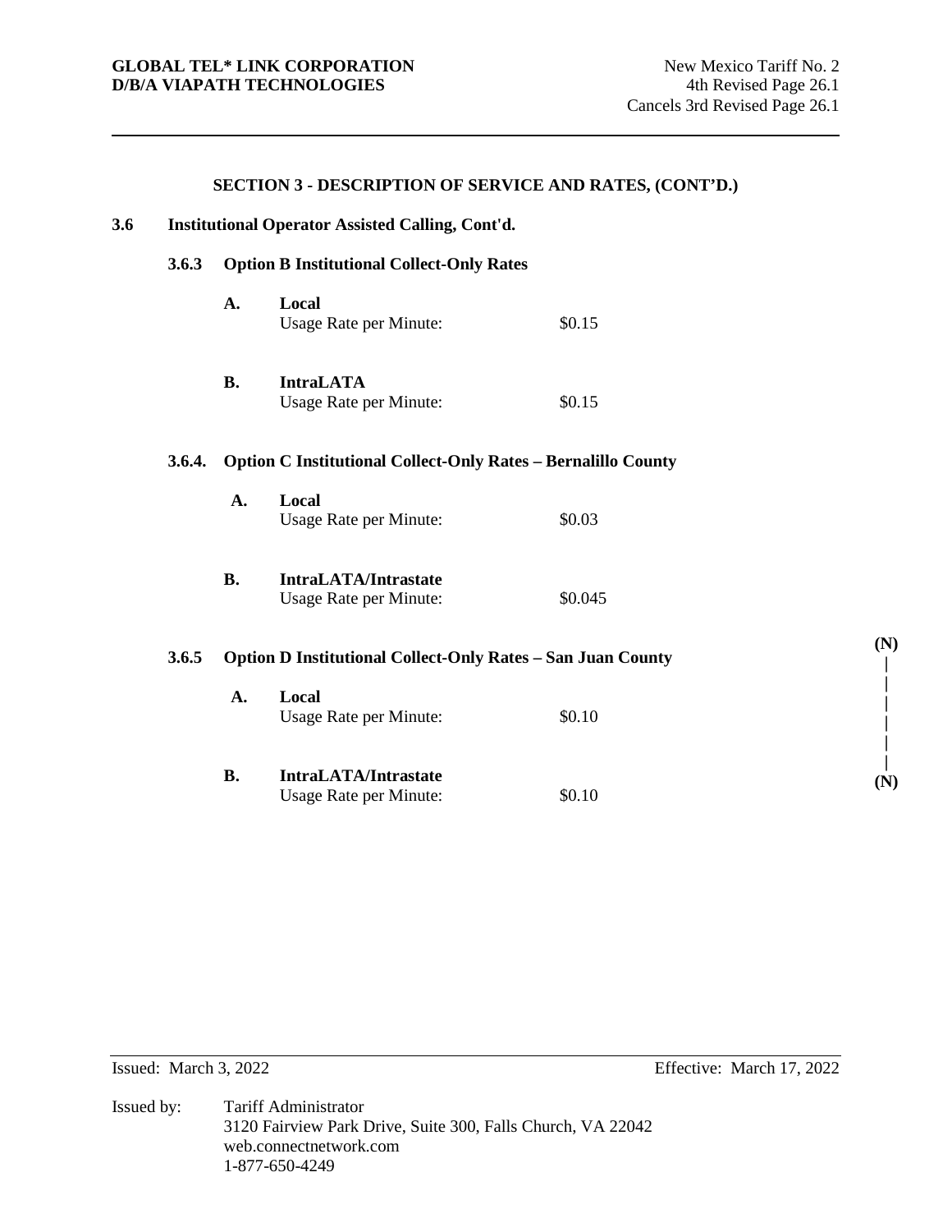**GLOBAL TEL* LINK CORPORATION**
**D/B/A VIAPATH TECHNOLOGIES**

New Mexico Tariff No. 2
4th Revised Page 26.1
Cancels 3rd Revised Page 26.1

## SECTION 3 - DESCRIPTION OF SERVICE AND RATES, (CONT'D.)

### 3.6 Institutional Operator Assisted Calling, Cont'd.

#### 3.6.3 Option B Institutional Collect-Only Rates

**A. Local**
Usage Rate per Minute: $0.15

**B. IntraLATA**
Usage Rate per Minute: $0.15

#### 3.6.4. Option C Institutional Collect-Only Rates – Bernalillo County

**A. Local**
Usage Rate per Minute: $0.03

**B. IntraLATA/Intrastate**
Usage Rate per Minute: $0.045

#### 3.6.5 Option D Institutional Collect-Only Rates – San Juan County (N)

**A. Local**
Usage Rate per Minute: $0.10

**B. IntraLATA/Intrastate**
Usage Rate per Minute: $0.10 (N)

Issued: March 3, 2022

Effective: March 17, 2022

Issued by: Tariff Administrator
3120 Fairview Park Drive, Suite 300, Falls Church, VA 22042
web.connectnetwork.com
1-877-650-4249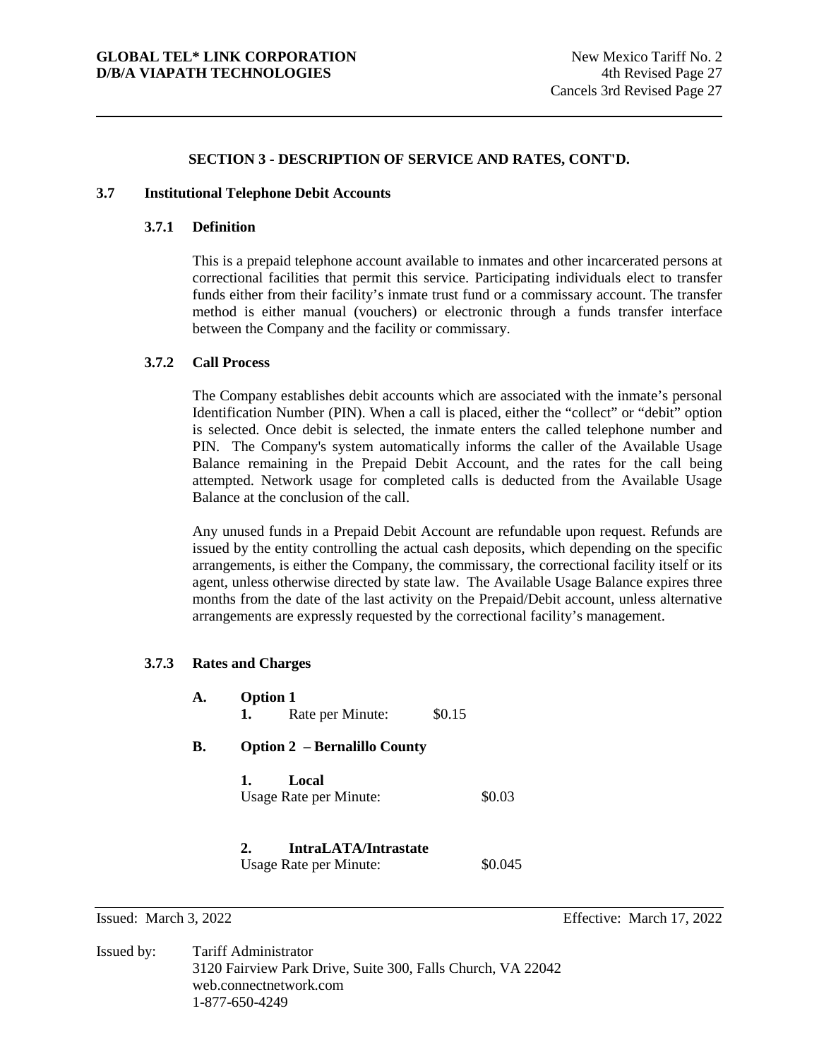## SECTION 3 - DESCRIPTION OF SERVICE AND RATES, CONT'D.

### 3.7 Institutional Telephone Debit Accounts

#### 3.7.1 Definition

This is a prepaid telephone account available to inmates and other incarcerated persons at correctional facilities that permit this service. Participating individuals elect to transfer funds either from their facility's inmate trust fund or a commissary account. The transfer method is either manual (vouchers) or electronic through a funds transfer interface between the Company and the facility or commissary.

#### 3.7.2 Call Process

The Company establishes debit accounts which are associated with the inmate's personal Identification Number (PIN). When a call is placed, either the "collect" or "debit" option is selected. Once debit is selected, the inmate enters the called telephone number and PIN. The Company's system automatically informs the caller of the Available Usage Balance remaining in the Prepaid Debit Account, and the rates for the call being attempted. Network usage for completed calls is deducted from the Available Usage Balance at the conclusion of the call.

Any unused funds in a Prepaid Debit Account are refundable upon request. Refunds are issued by the entity controlling the actual cash deposits, which depending on the specific arrangements, is either the Company, the commissary, the correctional facility itself or its agent, unless otherwise directed by state law. The Available Usage Balance expires three months from the date of the last activity on the Prepaid/Debit account, unless alternative arrangements are expressly requested by the correctional facility's management.

#### 3.7.3 Rates and Charges

**A. Option 1**

**1.** Rate per Minute: $0.15

**B. Option 2 – Bernalillo County**

**1. Local**
Usage Rate per Minute: $0.03

**2. IntraLATA/Intrastate**
Usage Rate per Minute: $0.045

Issued: March 3, 2022 Effective: March 17, 2022

Issued by: Tariff Administrator
3120 Fairview Park Drive, Suite 300, Falls Church, VA 22042
web.connectnetwork.com
1-877-650-4249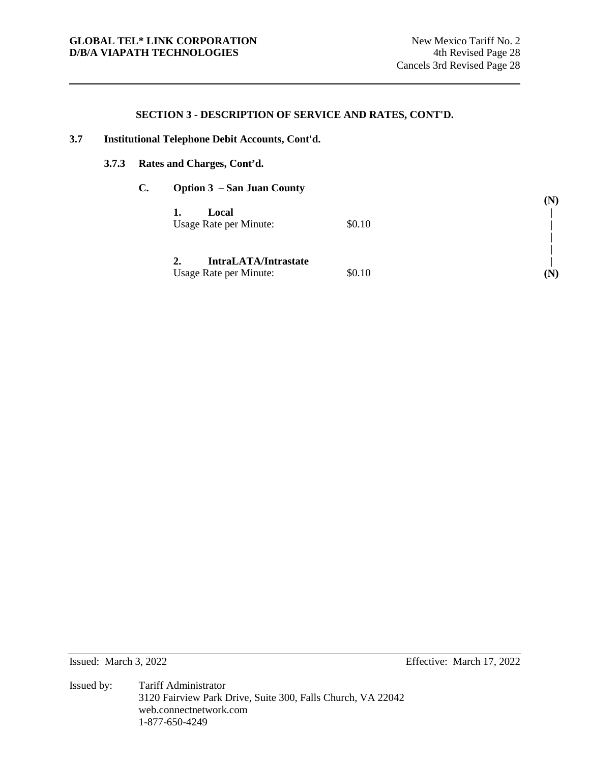## SECTION 3 - DESCRIPTION OF SERVICE AND RATES, CONT'D.

### 3.7 Institutional Telephone Debit Accounts, Cont'd.

#### 3.7.3 Rates and Charges, Cont'd.

**C. Option 3 – San Juan County** **(N)**

**1. Local**

| Usage Rate per Minute: | $0.10 |
|---|---|

**2. IntraLATA/Intrastate**

| Usage Rate per Minute: | $0.10 |
|---|---|

**(N)**

Issued: March 3, 2022

Effective: March 17, 2022

Issued by: Tariff Administrator
3120 Fairview Park Drive, Suite 300, Falls Church, VA 22042
web.connectnetwork.com
1-877-650-4249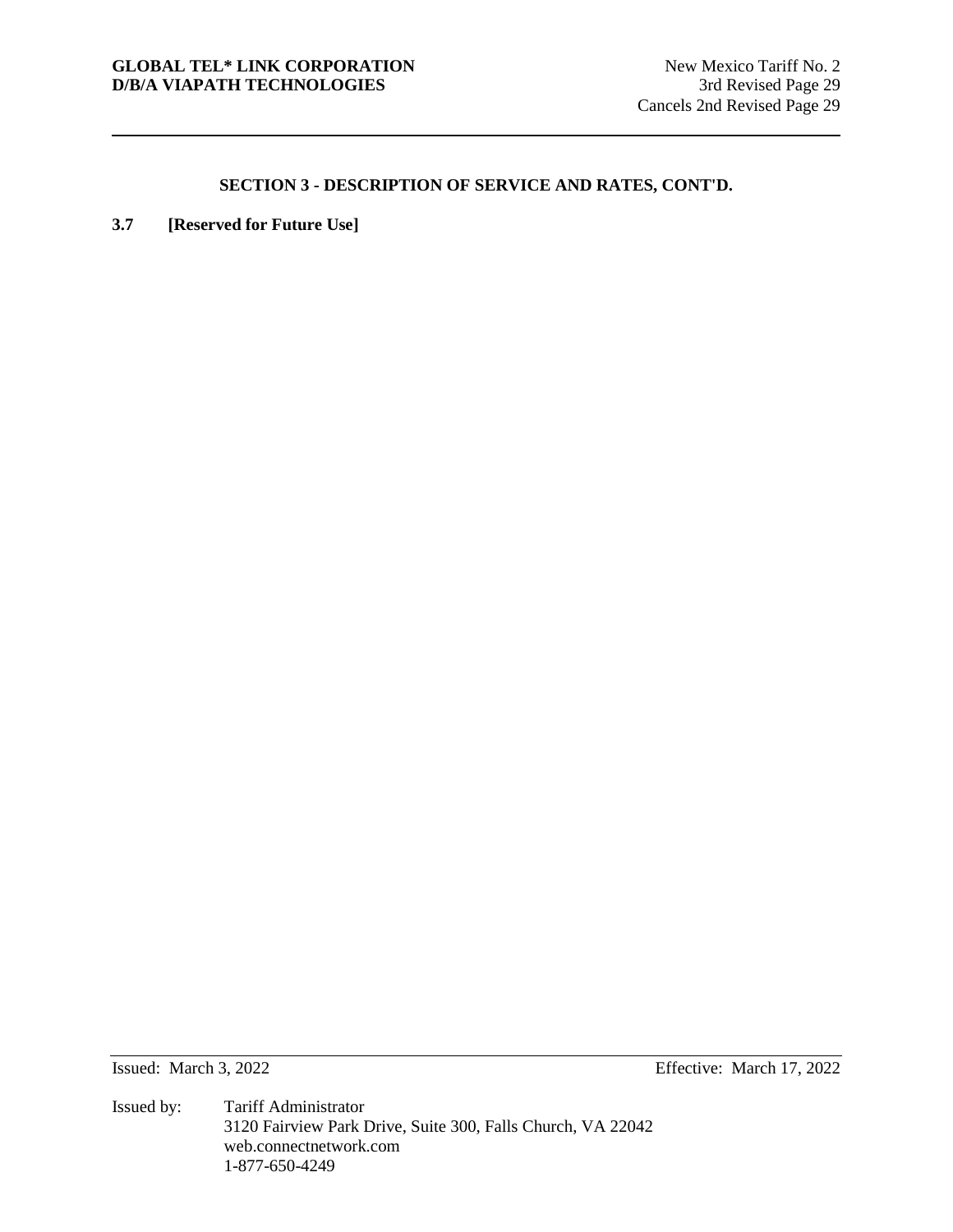## SECTION 3 - DESCRIPTION OF SERVICE AND RATES, CONT'D.

**3.7 [Reserved for Future Use]**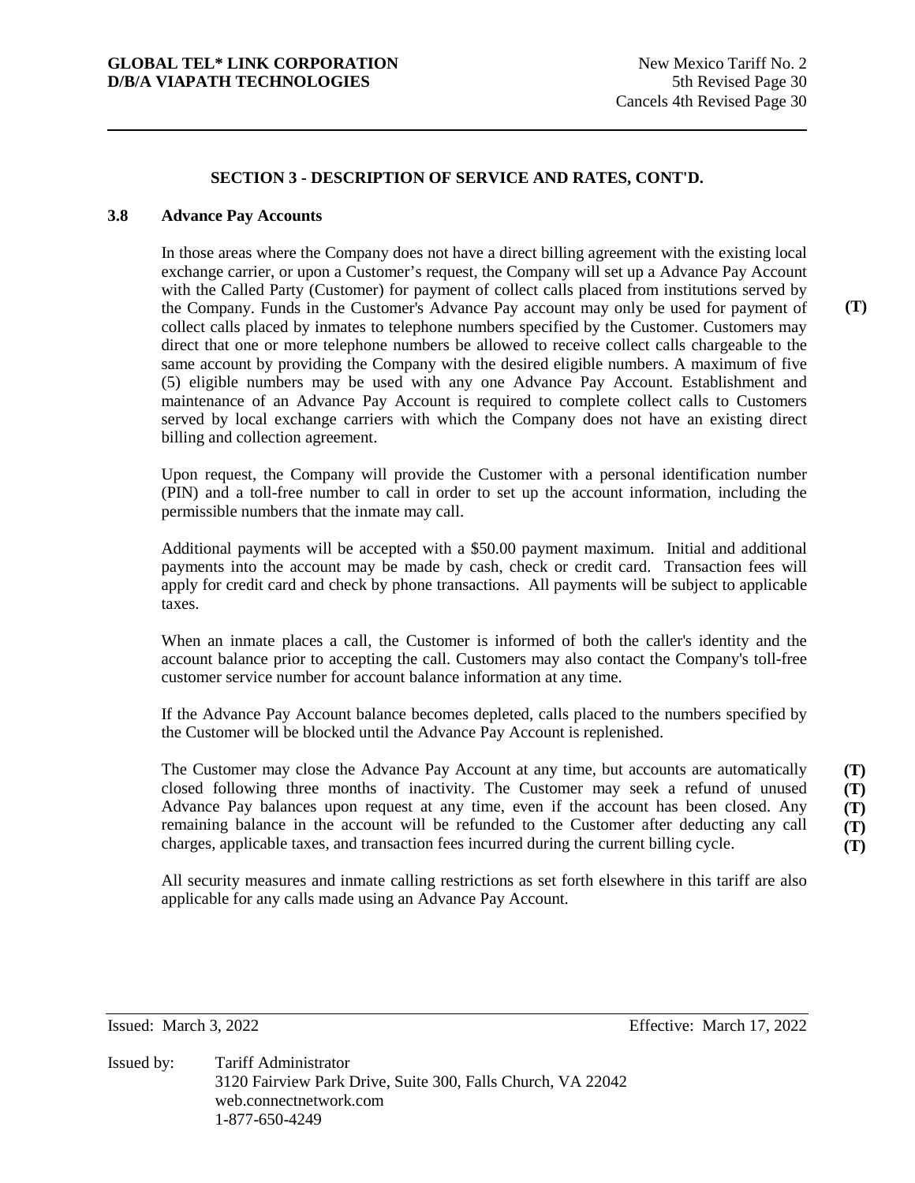## SECTION 3 - DESCRIPTION OF SERVICE AND RATES, CONT'D.

### 3.8 Advance Pay Accounts

In those areas where the Company does not have a direct billing agreement with the existing local exchange carrier, or upon a Customer's request, the Company will set up a Advance Pay Account with the Called Party (Customer) for payment of collect calls placed from institutions served by the Company. Funds in the Customer's Advance Pay account may only be used for payment of collect calls placed by inmates to telephone numbers specified by the Customer. Customers may direct that one or more telephone numbers be allowed to receive collect calls chargeable to the same account by providing the Company with the desired eligible numbers. A maximum of five (5) eligible numbers may be used with any one Advance Pay Account. Establishment and maintenance of an Advance Pay Account is required to complete collect calls to Customers served by local exchange carriers with which the Company does not have an existing direct billing and collection agreement. **(T)**

Upon request, the Company will provide the Customer with a personal identification number (PIN) and a toll-free number to call in order to set up the account information, including the permissible numbers that the inmate may call.

Additional payments will be accepted with a $50.00 payment maximum. Initial and additional payments into the account may be made by cash, check or credit card. Transaction fees will apply for credit card and check by phone transactions. All payments will be subject to applicable taxes.

When an inmate places a call, the Customer is informed of both the caller's identity and the account balance prior to accepting the call. Customers may also contact the Company's toll-free customer service number for account balance information at any time.

If the Advance Pay Account balance becomes depleted, calls placed to the numbers specified by the Customer will be blocked until the Advance Pay Account is replenished.

The Customer may close the Advance Pay Account at any time, but accounts are automatically closed following three months of inactivity. The Customer may seek a refund of unused Advance Pay balances upon request at any time, even if the account has been closed. Any remaining balance in the account will be refunded to the Customer after deducting any call charges, applicable taxes, and transaction fees incurred during the current billing cycle. **(T)**

All security measures and inmate calling restrictions as set forth elsewhere in this tariff are also applicable for any calls made using an Advance Pay Account.

Issued: March 3, 2022 Effective: March 17, 2022

Issued by: Tariff Administrator
3120 Fairview Park Drive, Suite 300, Falls Church, VA 22042
web.connectnetwork.com
1-877-650-4249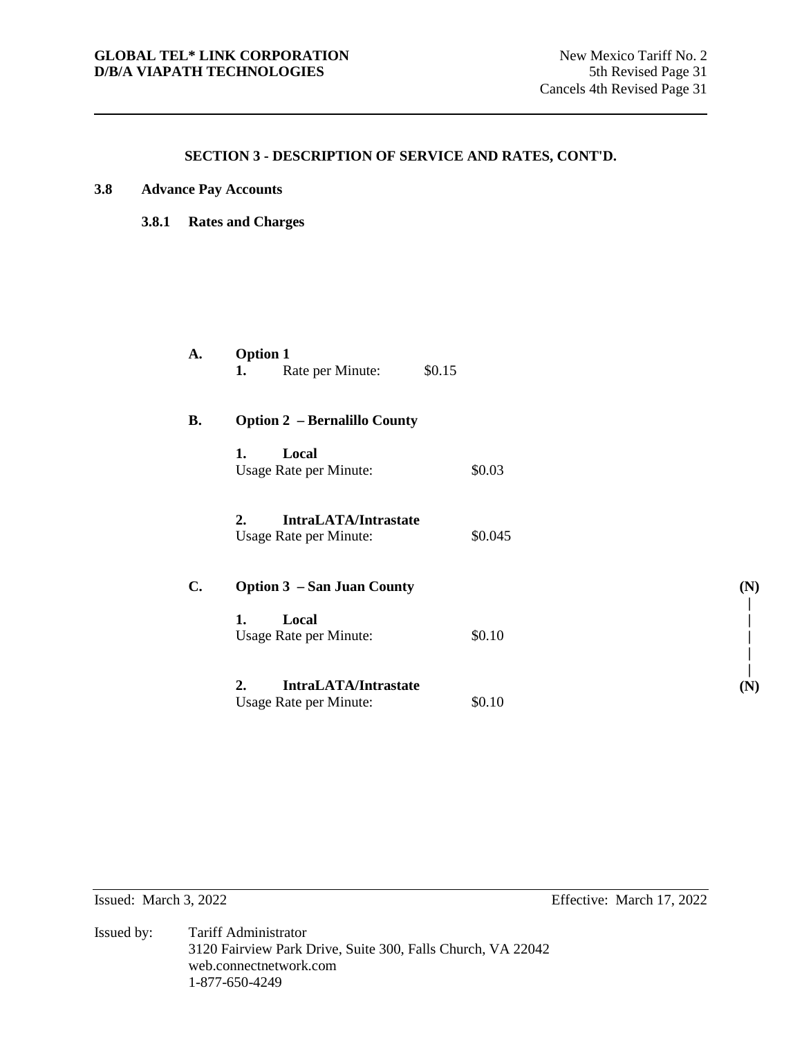GLOBAL TEL* LINK CORPORATION
D/B/A VIAPATH TECHNOLOGIES

New Mexico Tariff No. 2
5th Revised Page 31
Cancels 4th Revised Page 31

## SECTION 3 - DESCRIPTION OF SERVICE AND RATES, CONT'D.

### 3.8 Advance Pay Accounts

#### 3.8.1 Rates and Charges

**A. Option 1**

**1.** Rate per Minute: $0.15

**B. Option 2 – Bernalillo County**

**1. Local**
Usage Rate per Minute: $0.03

**2. IntraLATA/Intrastate**
Usage Rate per Minute: $0.045

**C. Option 3 – San Juan County** (N)

**1. Local**
Usage Rate per Minute: $0.10

**2. IntraLATA/Intrastate** (N)
Usage Rate per Minute: $0.10

Issued: March 3, 2022

Effective: March 17, 2022

Issued by: Tariff Administrator
3120 Fairview Park Drive, Suite 300, Falls Church, VA 22042
web.connectnetwork.com
1-877-650-4249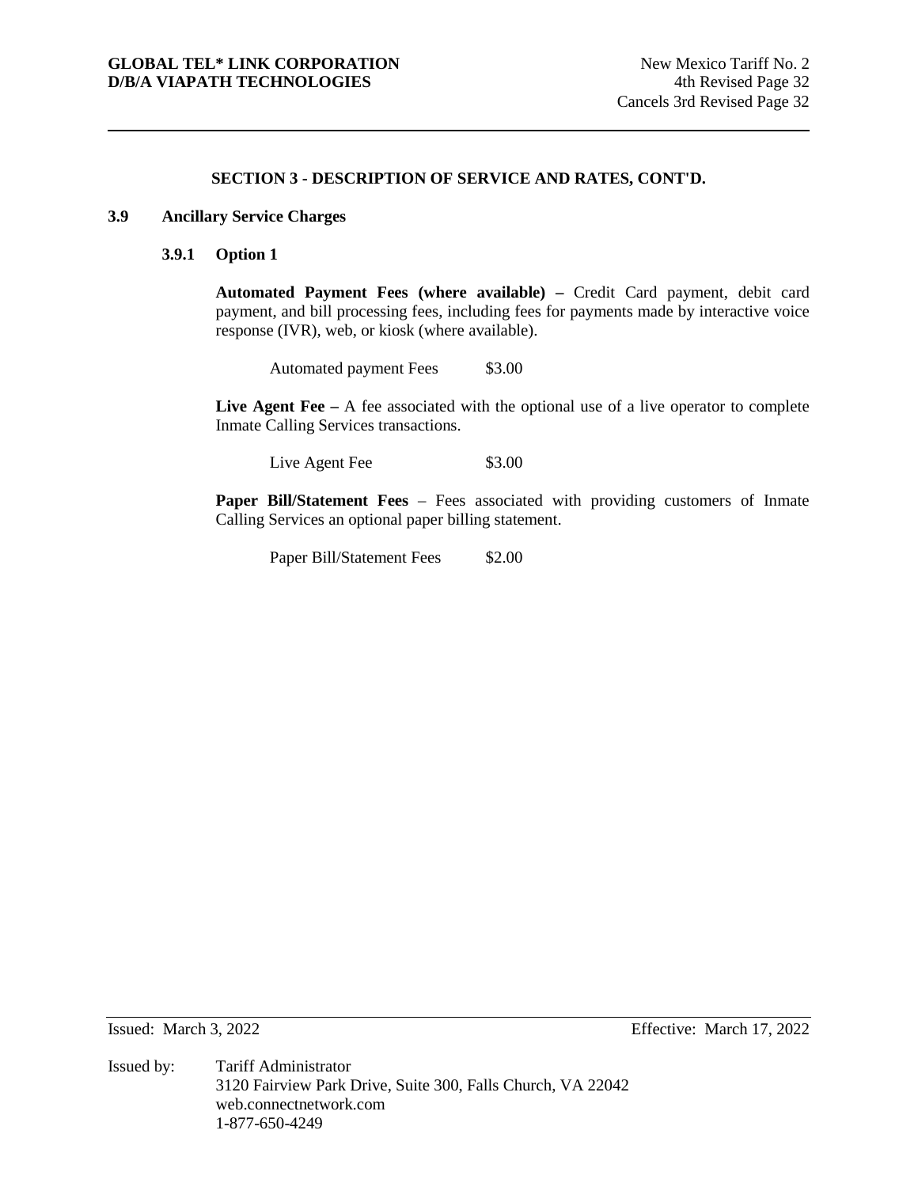## SECTION 3 - DESCRIPTION OF SERVICE AND RATES, CONT'D.

### 3.9 Ancillary Service Charges

#### 3.9.1 Option 1

**Automated Payment Fees (where available) –** Credit Card payment, debit card payment, and bill processing fees, including fees for payments made by interactive voice response (IVR), web, or kiosk (where available).

| Automated payment Fees | $3.00 |
|---|---|

**Live Agent Fee –** A fee associated with the optional use of a live operator to complete Inmate Calling Services transactions.

| Live Agent Fee | $3.00 |
|---|---|

**Paper Bill/Statement Fees** – Fees associated with providing customers of Inmate Calling Services an optional paper billing statement.

| Paper Bill/Statement Fees | $2.00 |
|---|---|

Issued: March 3, 2022

Effective: March 17, 2022

Issued by: Tariff Administrator
3120 Fairview Park Drive, Suite 300, Falls Church, VA 22042
web.connectnetwork.com
1-877-650-4249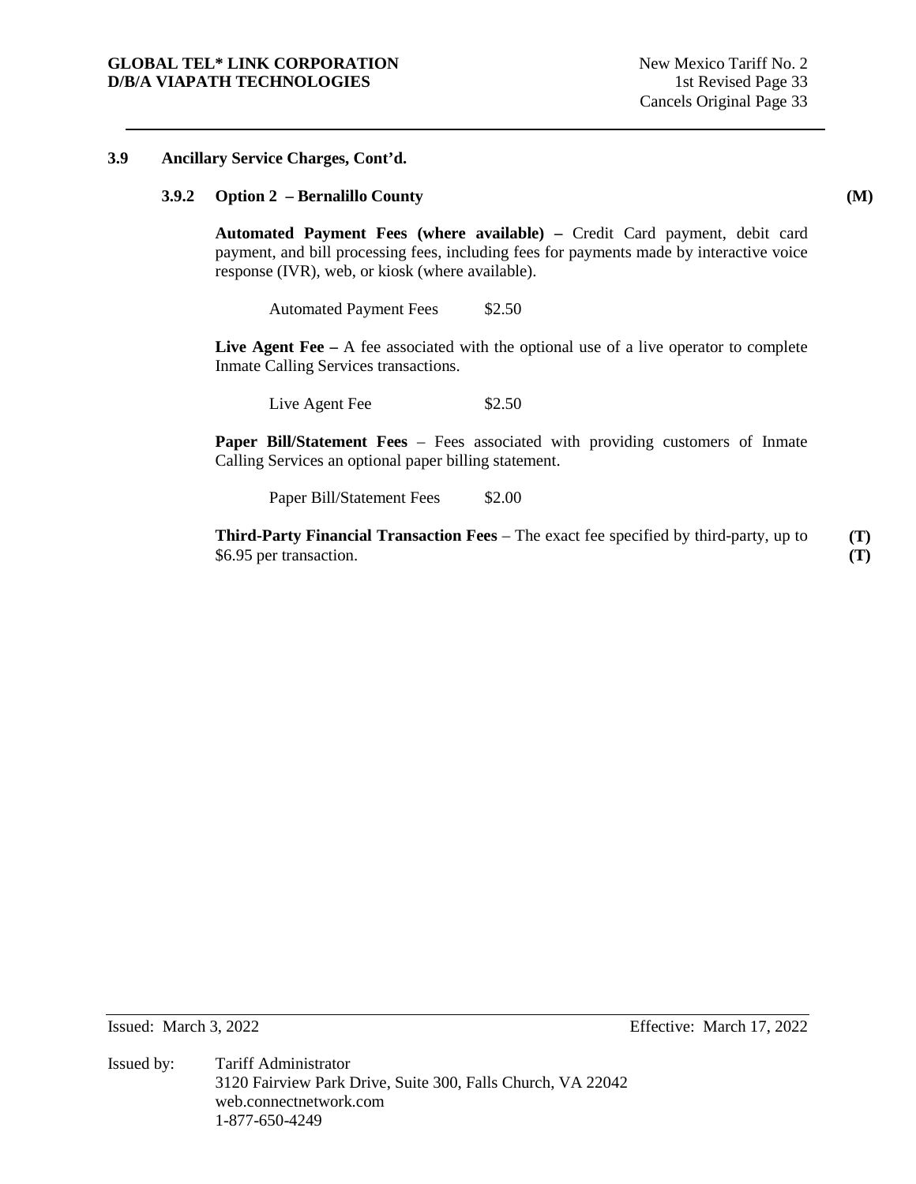### 3.9 Ancillary Service Charges, Cont'd.

#### 3.9.2 Option 2 – Bernalillo County (M)

**Automated Payment Fees (where available) –** Credit Card payment, debit card payment, and bill processing fees, including fees for payments made by interactive voice response (IVR), web, or kiosk (where available).

| | |
|---|---|
| Automated Payment Fees | $2.50 |

**Live Agent Fee –** A fee associated with the optional use of a live operator to complete Inmate Calling Services transactions.

| | |
|---|---|
| Live Agent Fee | $2.50 |

**Paper Bill/Statement Fees** – Fees associated with providing customers of Inmate Calling Services an optional paper billing statement.

| | |
|---|---|
| Paper Bill/Statement Fees | $2.00 |

**Third-Party Financial Transaction Fees** – The exact fee specified by third-party, up to $6.95 per transaction. (T) (T)

Issued: March 3, 2022

Effective: March 17, 2022

Issued by: Tariff Administrator
3120 Fairview Park Drive, Suite 300, Falls Church, VA 22042
web.connectnetwork.com
1-877-650-4249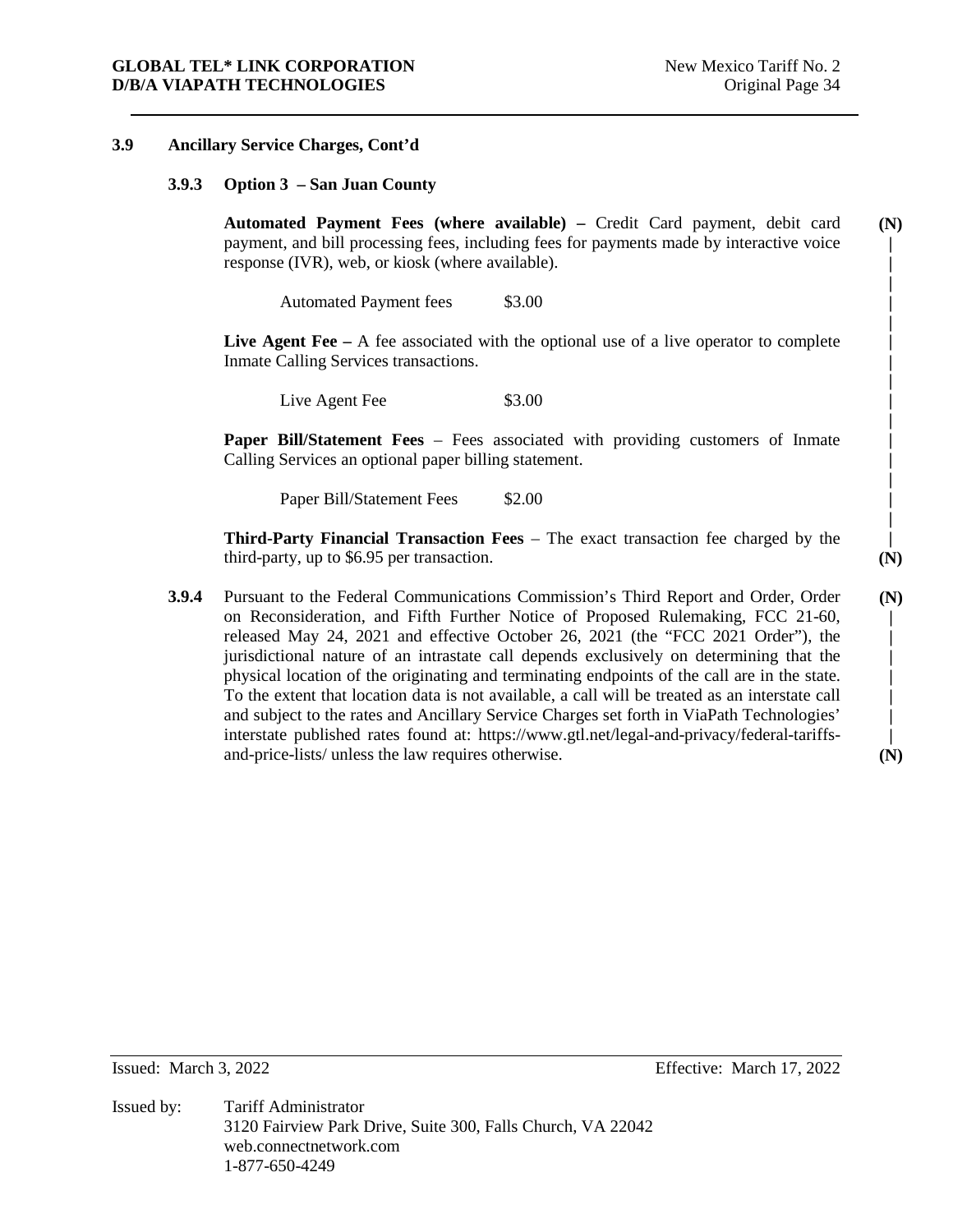## 3.9 Ancillary Service Charges, Cont'd

### 3.9.3 Option 3 – San Juan County

**Automated Payment Fees (where available) –** Credit Card payment, debit card payment, and bill processing fees, including fees for payments made by interactive voice response (IVR), web, or kiosk (where available). **(N)**

| | |
|---|---|
| Automated Payment fees | $3.00 |

**Live Agent Fee –** A fee associated with the optional use of a live operator to complete Inmate Calling Services transactions.

| | |
|---|---|
| Live Agent Fee | $3.00 |

**Paper Bill/Statement Fees** – Fees associated with providing customers of Inmate Calling Services an optional paper billing statement.

| | |
|---|---|
| Paper Bill/Statement Fees | $2.00 |

**Third-Party Financial Transaction Fees** – The exact transaction fee charged by the third-party, up to $6.95 per transaction. **(N)**

**3.9.4** Pursuant to the Federal Communications Commission's Third Report and Order, Order on Reconsideration, and Fifth Further Notice of Proposed Rulemaking, FCC 21-60, released May 24, 2021 and effective October 26, 2021 (the "FCC 2021 Order"), the jurisdictional nature of an intrastate call depends exclusively on determining that the physical location of the originating and terminating endpoints of the call are in the state. To the extent that location data is not available, a call will be treated as an interstate call and subject to the rates and Ancillary Service Charges set forth in ViaPath Technologies' interstate published rates found at: https://www.gtl.net/legal-and-privacy/federal-tariffs-and-price-lists/ unless the law requires otherwise. **(N)**

Issued: March 3, 2022 Effective: March 17, 2022

Issued by: Tariff Administrator
3120 Fairview Park Drive, Suite 300, Falls Church, VA 22042
web.connectnetwork.com
1-877-650-4249